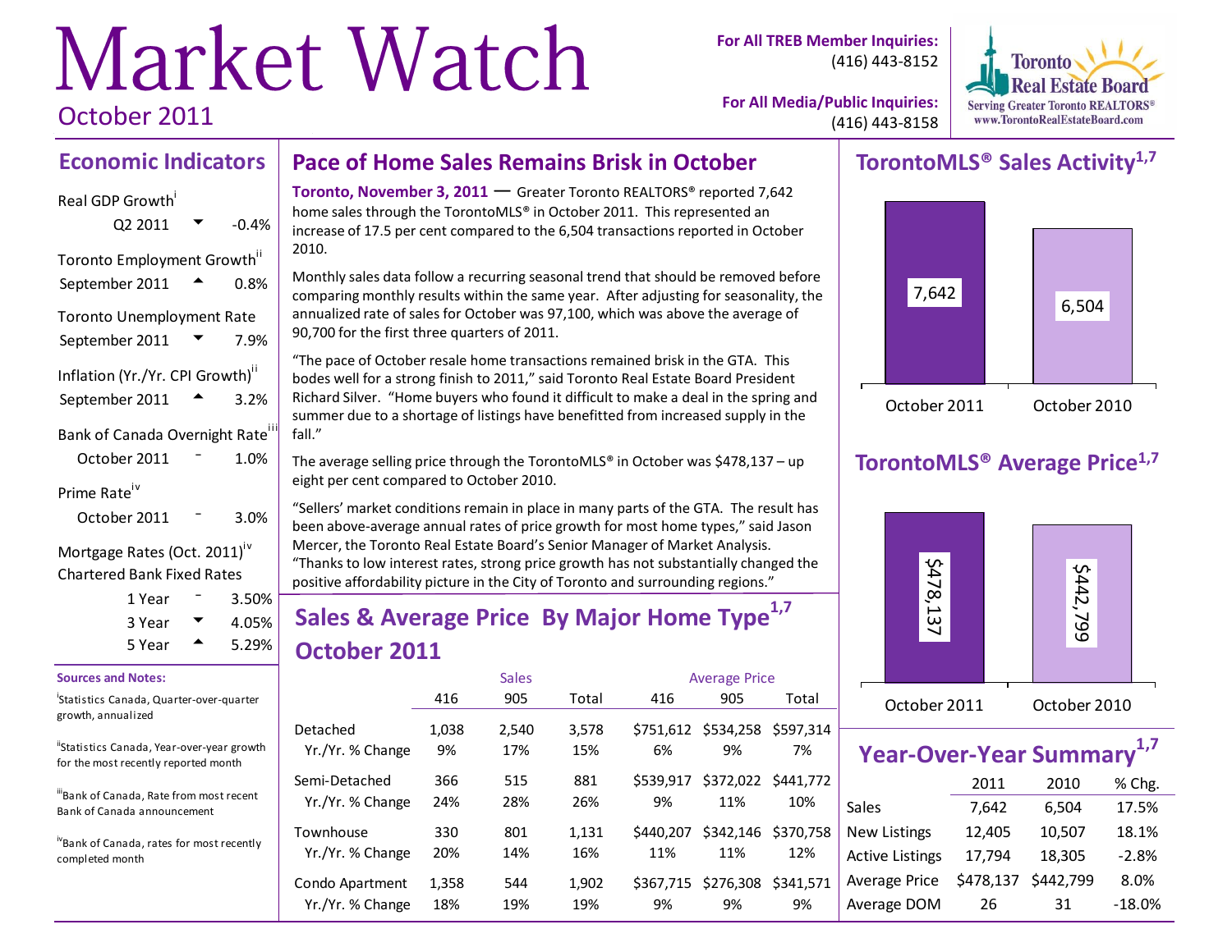# Market Watch

October 2011

**For All TREB Member Inquiries:** (416) 443-8152

**For All Media/Public Inquiries:** (416) 443-8158

Toronto Real Estate Board
Serving Greater Toronto REALTORS®
www.TorontoRealEstateBoard.com

## Economic Indicators

**Real GDP Growth**[i]
Q2 2011 ▼ -0.4%

**Toronto Employment Growth**[ii]
September 2011 ▲ 0.8%

**Toronto Unemployment Rate**
September 2011 ▼ 7.9%

**Inflation (Yr./Yr. CPI Growth)**[ii]
September 2011 ▲ 3.2%

**Bank of Canada Overnight Rate**[iii]
October 2011 – 1.0%

**Prime Rate**[iv]
October 2011 – 3.0%

**Mortgage Rates (Oct. 2011)**[iv]
**Chartered Bank Fixed Rates**

| Term | | Rate |
|---|---|---|
| 1 Year | – | 3.50% |
| 3 Year | ▼ | 4.05% |
| 5 Year | ▲ | 5.29% |

**Sources and Notes:**

[i] Statistics Canada, Quarter-over-quarter growth, annualized

[ii] Statistics Canada, Year-over-year growth for the most recently reported month

[iii] Bank of Canada, Rate from most recent Bank of Canada announcement

[iv] Bank of Canada, rates for most recently completed month

## Pace of Home Sales Remains Brisk in October

**Toronto, November 3, 2011** — Greater Toronto REALTORS® reported 7,642 home sales through the TorontoMLS® in October 2011. This represented an increase of 17.5 per cent compared to the 6,504 transactions reported in October 2010.

Monthly sales data follow a recurring seasonal trend that should be removed before comparing monthly results within the same year. After adjusting for seasonality, the annualized rate of sales for October was 97,100, which was above the average of 90,700 for the first three quarters of 2011.

"The pace of October resale home transactions remained brisk in the GTA. This bodes well for a strong finish to 2011," said Toronto Real Estate Board President Richard Silver. "Home buyers who found it difficult to make a deal in the spring and summer due to a shortage of listings have benefitted from increased supply in the fall."

The average selling price through the TorontoMLS® in October was $478,137 – up eight per cent compared to October 2010.

"Sellers' market conditions remain in place in many parts of the GTA. The result has been above-average annual rates of price growth for most home types," said Jason Mercer, the Toronto Real Estate Board's Senior Manager of Market Analysis. "Thanks to low interest rates, strong price growth has not substantially changed the positive affordability picture in the City of Toronto and surrounding regions."

## Sales & Average Price By Major Home Type[1,7] October 2011

| | Sales | | | Average Price | | |
|---|---|---|---|---|---|---|
| | 416 | 905 | Total | 416 | 905 | Total |
| Detached | 1,038 | 2,540 | 3,578 | $751,612 | $534,258 | $597,314 |
| Yr./Yr. % Change | 9% | 17% | 15% | 6% | 9% | 7% |
| Semi-Detached | 366 | 515 | 881 | $539,917 | $372,022 | $441,772 |
| Yr./Yr. % Change | 24% | 28% | 26% | 9% | 11% | 10% |
| Townhouse | 330 | 801 | 1,131 | $440,207 | $342,146 | $370,758 |
| Yr./Yr. % Change | 20% | 14% | 16% | 11% | 11% | 12% |
| Condo Apartment | 1,358 | 544 | 1,902 | $367,715 | $276,308 | $341,571 |
| Yr./Yr. % Change | 18% | 19% | 19% | 9% | 9% | 9% |

## TorontoMLS® Sales Activity[1,7]

| October 2011 | October 2010 |
|---|---|
| 7,642 | 6,504 |

## TorontoMLS® Average Price[1,7]

| October 2011 | October 2010 |
|---|---|
| $478,137 | $442,799 |

## Year-Over-Year Summary[1,7]

| | 2011 | 2010 | % Chg. |
|---|---|---|---|
| Sales | 7,642 | 6,504 | 17.5% |
| New Listings | 12,405 | 10,507 | 18.1% |
| Active Listings | 17,794 | 18,305 | -2.8% |
| Average Price | $478,137 | $442,799 | 8.0% |
| Average DOM | 26 | 31 | -18.0% |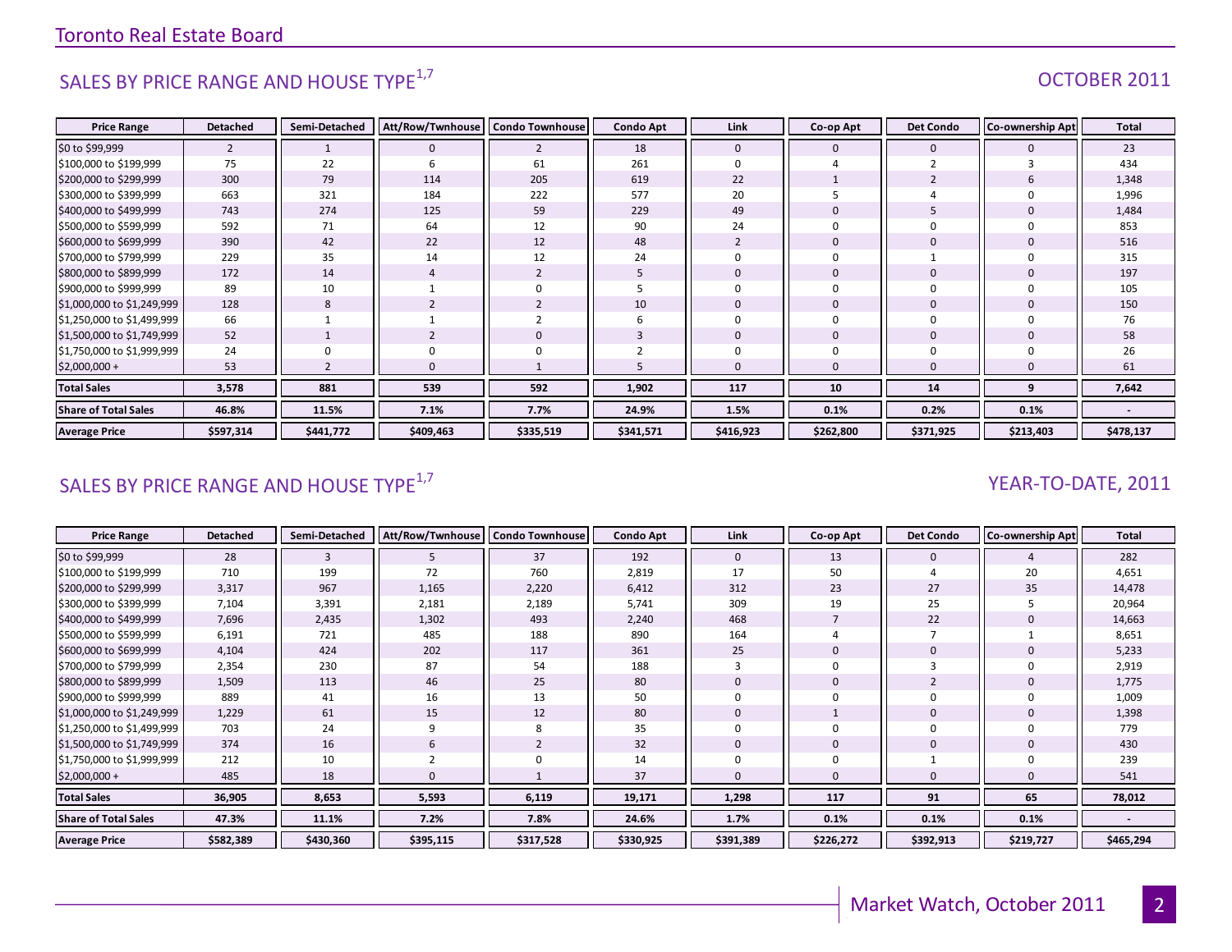## SALES BY PRICE RANGE AND HOUSE TYPE[1,7]

OCTOBER 2011

| Price Range | Detached | Semi-Detached | Att/Row/Twnhouse | Condo Townhouse | Condo Apt | Link | Co-op Apt | Det Condo | Co-ownership Apt | Total |
|---|---|---|---|---|---|---|---|---|---|---|
| $0 to $99,999 | 2 | 1 | 0 | 2 | 18 | 0 | 0 | 0 | 0 | 23 |
| $100,000 to $199,999 | 75 | 22 | 6 | 61 | 261 | 0 | 4 | 2 | 3 | 434 |
| $200,000 to $299,999 | 300 | 79 | 114 | 205 | 619 | 22 | 1 | 2 | 6 | 1,348 |
| $300,000 to $399,999 | 663 | 321 | 184 | 222 | 577 | 20 | 5 | 4 | 0 | 1,996 |
| $400,000 to $499,999 | 743 | 274 | 125 | 59 | 229 | 49 | 0 | 5 | 0 | 1,484 |
| $500,000 to $599,999 | 592 | 71 | 64 | 12 | 90 | 24 | 0 | 0 | 0 | 853 |
| $600,000 to $699,999 | 390 | 42 | 22 | 12 | 48 | 2 | 0 | 0 | 0 | 516 |
| $700,000 to $799,999 | 229 | 35 | 14 | 12 | 24 | 0 | 0 | 1 | 0 | 315 |
| $800,000 to $899,999 | 172 | 14 | 4 | 2 | 5 | 0 | 0 | 0 | 0 | 197 |
| $900,000 to $999,999 | 89 | 10 | 1 | 0 | 5 | 0 | 0 | 0 | 0 | 105 |
| $1,000,000 to $1,249,999 | 128 | 8 | 2 | 2 | 10 | 0 | 0 | 0 | 0 | 150 |
| $1,250,000 to $1,499,999 | 66 | 1 | 1 | 2 | 6 | 0 | 0 | 0 | 0 | 76 |
| $1,500,000 to $1,749,999 | 52 | 1 | 2 | 0 | 3 | 0 | 0 | 0 | 0 | 58 |
| $1,750,000 to $1,999,999 | 24 | 0 | 0 | 0 | 2 | 0 | 0 | 0 | 0 | 26 |
| $2,000,000 + | 53 | 2 | 0 | 1 | 5 | 0 | 0 | 0 | 0 | 61 |
| **Total Sales** | **3,578** | **881** | **539** | **592** | **1,902** | **117** | **10** | **14** | **9** | **7,642** |
| **Share of Total Sales** | **46.8%** | **11.5%** | **7.1%** | **7.7%** | **24.9%** | **1.5%** | **0.1%** | **0.2%** | **0.1%** | **-** |
| **Average Price** | **$597,314** | **$441,772** | **$409,463** | **$335,519** | **$341,571** | **$416,923** | **$262,800** | **$371,925** | **$213,403** | **$478,137** |

## SALES BY PRICE RANGE AND HOUSE TYPE[1,7]

YEAR-TO-DATE, 2011

| Price Range | Detached | Semi-Detached | Att/Row/Twnhouse | Condo Townhouse | Condo Apt | Link | Co-op Apt | Det Condo | Co-ownership Apt | Total |
|---|---|---|---|---|---|---|---|---|---|---|
| $0 to $99,999 | 28 | 3 | 5 | 37 | 192 | 0 | 13 | 0 | 4 | 282 |
| $100,000 to $199,999 | 710 | 199 | 72 | 760 | 2,819 | 17 | 50 | 4 | 20 | 4,651 |
| $200,000 to $299,999 | 3,317 | 967 | 1,165 | 2,220 | 6,412 | 312 | 23 | 27 | 35 | 14,478 |
| $300,000 to $399,999 | 7,104 | 3,391 | 2,181 | 2,189 | 5,741 | 309 | 19 | 25 | 5 | 20,964 |
| $400,000 to $499,999 | 7,696 | 2,435 | 1,302 | 493 | 2,240 | 468 | 7 | 22 | 0 | 14,663 |
| $500,000 to $599,999 | 6,191 | 721 | 485 | 188 | 890 | 164 | 4 | 7 | 1 | 8,651 |
| $600,000 to $699,999 | 4,104 | 424 | 202 | 117 | 361 | 25 | 0 | 0 | 0 | 5,233 |
| $700,000 to $799,999 | 2,354 | 230 | 87 | 54 | 188 | 3 | 0 | 3 | 0 | 2,919 |
| $800,000 to $899,999 | 1,509 | 113 | 46 | 25 | 80 | 0 | 0 | 2 | 0 | 1,775 |
| $900,000 to $999,999 | 889 | 41 | 16 | 13 | 50 | 0 | 0 | 0 | 0 | 1,009 |
| $1,000,000 to $1,249,999 | 1,229 | 61 | 15 | 12 | 80 | 0 | 1 | 0 | 0 | 1,398 |
| $1,250,000 to $1,499,999 | 703 | 24 | 9 | 8 | 35 | 0 | 0 | 0 | 0 | 779 |
| $1,500,000 to $1,749,999 | 374 | 16 | 6 | 2 | 32 | 0 | 0 | 0 | 0 | 430 |
| $1,750,000 to $1,999,999 | 212 | 10 | 2 | 0 | 14 | 0 | 0 | 1 | 0 | 239 |
| $2,000,000 + | 485 | 18 | 0 | 1 | 37 | 0 | 0 | 0 | 0 | 541 |
| **Total Sales** | **36,905** | **8,653** | **5,593** | **6,119** | **19,171** | **1,298** | **117** | **91** | **65** | **78,012** |
| **Share of Total Sales** | **47.3%** | **11.1%** | **7.2%** | **7.8%** | **24.6%** | **1.7%** | **0.1%** | **0.1%** | **0.1%** | **-** |
| **Average Price** | **$582,389** | **$430,360** | **$395,115** | **$317,528** | **$330,925** | **$391,389** | **$226,272** | **$392,913** | **$219,727** | **$465,294** |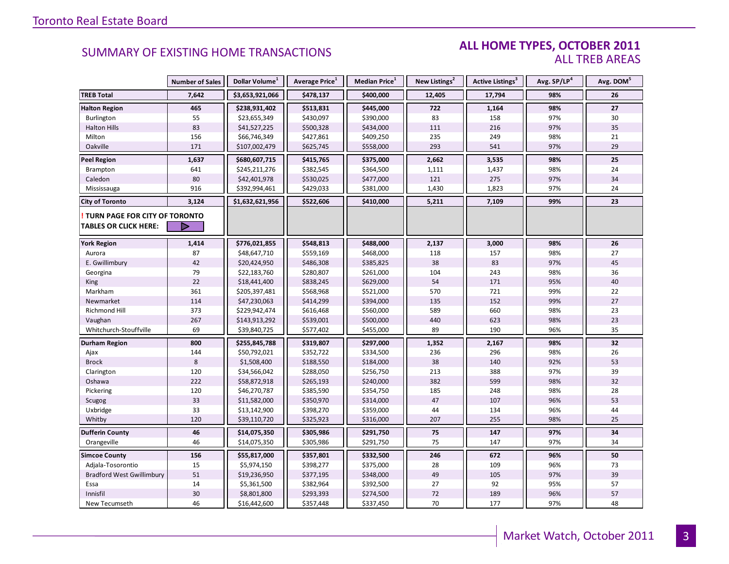## SUMMARY OF EXISTING HOME TRANSACTIONS

### ALL HOME TYPES, OCTOBER 2011
### ALL TREB AREAS

| | Number of Sales | Dollar Volume[1] | Average Price[1] | Median Price[1] | New Listings[2] | Active Listings[3] | Avg. SP/LP[4] | Avg. DOM[5] |
|---|---|---|---|---|---|---|---|---|
| **TREB Total** | **7,642** | **$3,653,921,066** | **$478,137** | **$400,000** | **12,405** | **17,794** | **98%** | **26** |
| **Halton Region** | **465** | **$238,931,402** | **$513,831** | **$445,000** | **722** | **1,164** | **98%** | **27** |
| Burlington | 55 | $23,655,349 | $430,097 | $390,000 | 83 | 158 | 97% | 30 |
| Halton Hills | 83 | $41,527,225 | $500,328 | $434,000 | 111 | 216 | 97% | 35 |
| Milton | 156 | $66,746,349 | $427,861 | $409,250 | 235 | 249 | 98% | 21 |
| Oakville | 171 | $107,002,479 | $625,745 | $558,000 | 293 | 541 | 97% | 29 |
| **Peel Region** | **1,637** | **$680,607,715** | **$415,765** | **$375,000** | **2,662** | **3,535** | **98%** | **25** |
| Brampton | 641 | $245,211,276 | $382,545 | $364,500 | 1,111 | 1,437 | 98% | 24 |
| Caledon | 80 | $42,401,978 | $530,025 | $477,000 | 121 | 275 | 97% | 34 |
| Mississauga | 916 | $392,994,461 | $429,033 | $381,000 | 1,430 | 1,823 | 97% | 24 |
| **City of Toronto** | **3,124** | **$1,632,621,956** | **$522,606** | **$410,000** | **5,211** | **7,109** | **99%** | **23** |
| **! TURN PAGE FOR CITY OF TORONTO TABLES OR CLICK HERE:** | ▷ | | | | | | | |
| **York Region** | **1,414** | **$776,021,855** | **$548,813** | **$488,000** | **2,137** | **3,000** | **98%** | **26** |
| Aurora | 87 | $48,647,710 | $559,169 | $468,000 | 118 | 157 | 98% | 27 |
| E. Gwillimbury | 42 | $20,424,950 | $486,308 | $385,825 | 38 | 83 | 97% | 45 |
| Georgina | 79 | $22,183,760 | $280,807 | $261,000 | 104 | 243 | 98% | 36 |
| King | 22 | $18,441,400 | $838,245 | $629,000 | 54 | 171 | 95% | 40 |
| Markham | 361 | $205,397,481 | $568,968 | $521,000 | 570 | 721 | 99% | 22 |
| Newmarket | 114 | $47,230,063 | $414,299 | $394,000 | 135 | 152 | 99% | 27 |
| Richmond Hill | 373 | $229,942,474 | $616,468 | $560,000 | 589 | 660 | 98% | 23 |
| Vaughan | 267 | $143,913,292 | $539,001 | $500,000 | 440 | 623 | 98% | 23 |
| Whitchurch-Stouffville | 69 | $39,840,725 | $577,402 | $455,000 | 89 | 190 | 96% | 35 |
| **Durham Region** | **800** | **$255,845,788** | **$319,807** | **$297,000** | **1,352** | **2,167** | **98%** | **32** |
| Ajax | 144 | $50,792,021 | $352,722 | $334,500 | 236 | 296 | 98% | 26 |
| Brock | 8 | $1,508,400 | $188,550 | $184,000 | 38 | 140 | 92% | 53 |
| Clarington | 120 | $34,566,042 | $288,050 | $256,750 | 213 | 388 | 97% | 39 |
| Oshawa | 222 | $58,872,918 | $265,193 | $240,000 | 382 | 599 | 98% | 32 |
| Pickering | 120 | $46,270,787 | $385,590 | $354,750 | 185 | 248 | 98% | 28 |
| Scugog | 33 | $11,582,000 | $350,970 | $314,000 | 47 | 107 | 96% | 53 |
| Uxbridge | 33 | $13,142,900 | $398,270 | $359,000 | 44 | 134 | 96% | 44 |
| Whitby | 120 | $39,110,720 | $325,923 | $316,000 | 207 | 255 | 98% | 25 |
| **Dufferin County** | **46** | **$14,075,350** | **$305,986** | **$291,750** | **75** | **147** | **97%** | **34** |
| Orangeville | 46 | $14,075,350 | $305,986 | $291,750 | 75 | 147 | 97% | 34 |
| **Simcoe County** | **156** | **$55,817,000** | **$357,801** | **$332,500** | **246** | **672** | **96%** | **50** |
| Adjala-Tosorontio | 15 | $5,974,150 | $398,277 | $375,000 | 28 | 109 | 96% | 73 |
| Bradford West Gwillimbury | 51 | $19,236,950 | $377,195 | $348,000 | 49 | 105 | 97% | 39 |
| Essa | 14 | $5,361,500 | $382,964 | $392,500 | 27 | 92 | 95% | 57 |
| Innisfil | 30 | $8,801,800 | $293,393 | $274,500 | 72 | 189 | 96% | 57 |
| New Tecumseth | 46 | $16,442,600 | $357,448 | $337,450 | 70 | 177 | 97% | 48 |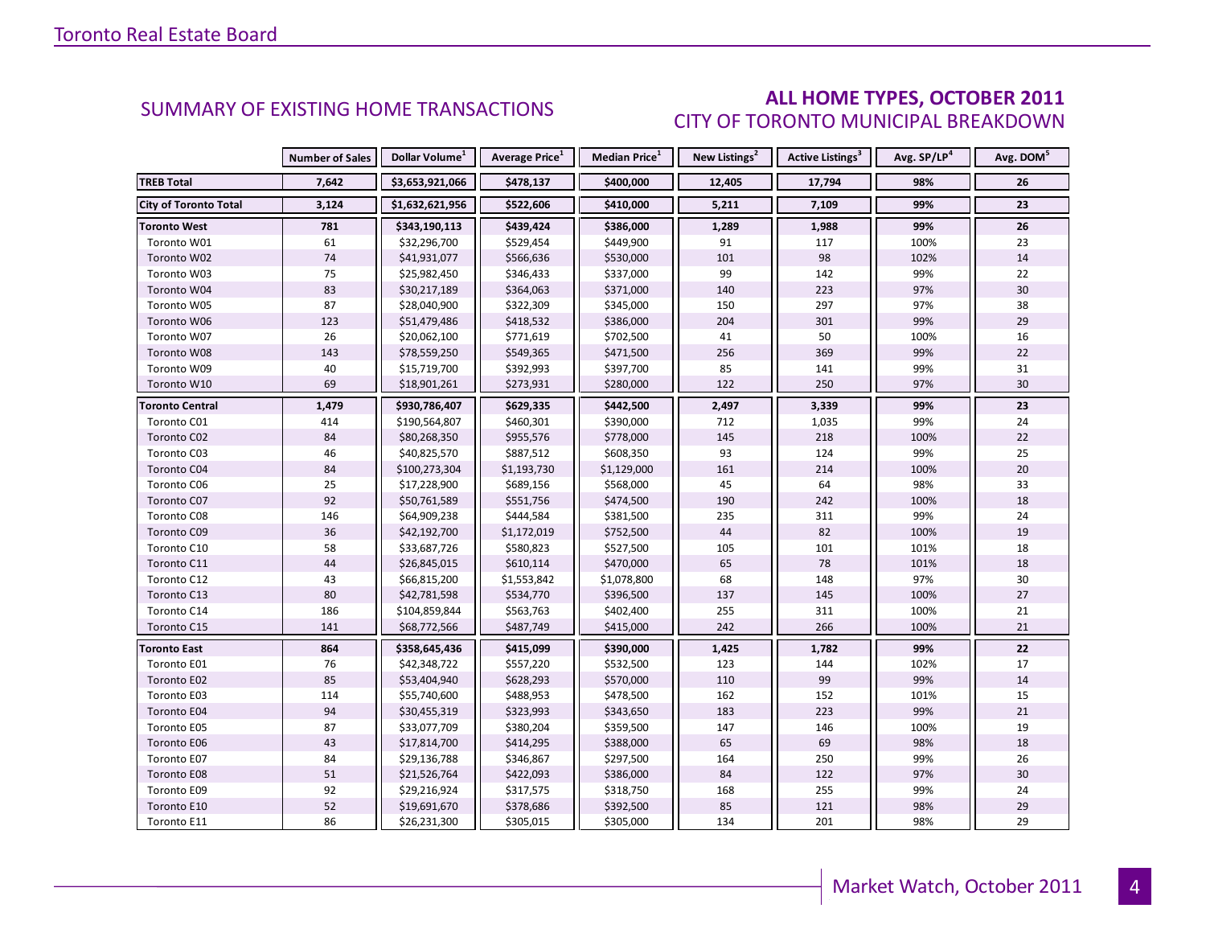## SUMMARY OF EXISTING HOME TRANSACTIONS

### ALL HOME TYPES, OCTOBER 2011
### CITY OF TORONTO MUNICIPAL BREAKDOWN

| | Number of Sales | Dollar Volume[1] | Average Price[1] | Median Price[1] | New Listings[2] | Active Listings[3] | Avg. SP/LP[4] | Avg. DOM[5] |
|---|---|---|---|---|---|---|---|---|
| **TREB Total** | **7,642** | **$3,653,921,066** | **$478,137** | **$400,000** | **12,405** | **17,794** | **98%** | **26** |
| **City of Toronto Total** | **3,124** | **$1,632,621,956** | **$522,606** | **$410,000** | **5,211** | **7,109** | **99%** | **23** |
| **Toronto West** | **781** | **$343,190,113** | **$439,424** | **$386,000** | **1,289** | **1,988** | **99%** | **26** |
| Toronto W01 | 61 | $32,296,700 | $529,454 | $449,900 | 91 | 117 | 100% | 23 |
| Toronto W02 | 74 | $41,931,077 | $566,636 | $530,000 | 101 | 98 | 102% | 14 |
| Toronto W03 | 75 | $25,982,450 | $346,433 | $337,000 | 99 | 142 | 99% | 22 |
| Toronto W04 | 83 | $30,217,189 | $364,063 | $371,000 | 140 | 223 | 97% | 30 |
| Toronto W05 | 87 | $28,040,900 | $322,309 | $345,000 | 150 | 297 | 97% | 38 |
| Toronto W06 | 123 | $51,479,486 | $418,532 | $386,000 | 204 | 301 | 99% | 29 |
| Toronto W07 | 26 | $20,062,100 | $771,619 | $702,500 | 41 | 50 | 100% | 16 |
| Toronto W08 | 143 | $78,559,250 | $549,365 | $471,500 | 256 | 369 | 99% | 22 |
| Toronto W09 | 40 | $15,719,700 | $392,993 | $397,700 | 85 | 141 | 99% | 31 |
| Toronto W10 | 69 | $18,901,261 | $273,931 | $280,000 | 122 | 250 | 97% | 30 |
| **Toronto Central** | **1,479** | **$930,786,407** | **$629,335** | **$442,500** | **2,497** | **3,339** | **99%** | **23** |
| Toronto C01 | 414 | $190,564,807 | $460,301 | $390,000 | 712 | 1,035 | 99% | 24 |
| Toronto C02 | 84 | $80,268,350 | $955,576 | $778,000 | 145 | 218 | 100% | 22 |
| Toronto C03 | 46 | $40,825,570 | $887,512 | $608,350 | 93 | 124 | 99% | 25 |
| Toronto C04 | 84 | $100,273,304 | $1,193,730 | $1,129,000 | 161 | 214 | 100% | 20 |
| Toronto C06 | 25 | $17,228,900 | $689,156 | $568,000 | 45 | 64 | 98% | 33 |
| Toronto C07 | 92 | $50,761,589 | $551,756 | $474,500 | 190 | 242 | 100% | 18 |
| Toronto C08 | 146 | $64,909,238 | $444,584 | $381,500 | 235 | 311 | 99% | 24 |
| Toronto C09 | 36 | $42,192,700 | $1,172,019 | $752,500 | 44 | 82 | 100% | 19 |
| Toronto C10 | 58 | $33,687,726 | $580,823 | $527,500 | 105 | 101 | 101% | 18 |
| Toronto C11 | 44 | $26,845,015 | $610,114 | $470,000 | 65 | 78 | 101% | 18 |
| Toronto C12 | 43 | $66,815,200 | $1,553,842 | $1,078,800 | 68 | 148 | 97% | 30 |
| Toronto C13 | 80 | $42,781,598 | $534,770 | $396,500 | 137 | 145 | 100% | 27 |
| Toronto C14 | 186 | $104,859,844 | $563,763 | $402,400 | 255 | 311 | 100% | 21 |
| Toronto C15 | 141 | $68,772,566 | $487,749 | $415,000 | 242 | 266 | 100% | 21 |
| **Toronto East** | **864** | **$358,645,436** | **$415,099** | **$390,000** | **1,425** | **1,782** | **99%** | **22** |
| Toronto E01 | 76 | $42,348,722 | $557,220 | $532,500 | 123 | 144 | 102% | 17 |
| Toronto E02 | 85 | $53,404,940 | $628,293 | $570,000 | 110 | 99 | 99% | 14 |
| Toronto E03 | 114 | $55,740,600 | $488,953 | $478,500 | 162 | 152 | 101% | 15 |
| Toronto E04 | 94 | $30,455,319 | $323,993 | $343,650 | 183 | 223 | 99% | 21 |
| Toronto E05 | 87 | $33,077,709 | $380,204 | $359,500 | 147 | 146 | 100% | 19 |
| Toronto E06 | 43 | $17,814,700 | $414,295 | $388,000 | 65 | 69 | 98% | 18 |
| Toronto E07 | 84 | $29,136,788 | $346,867 | $297,500 | 164 | 250 | 99% | 26 |
| Toronto E08 | 51 | $21,526,764 | $422,093 | $386,000 | 84 | 122 | 97% | 30 |
| Toronto E09 | 92 | $29,216,924 | $317,575 | $318,750 | 168 | 255 | 99% | 24 |
| Toronto E10 | 52 | $19,691,670 | $378,686 | $392,500 | 85 | 121 | 98% | 29 |
| Toronto E11 | 86 | $26,231,300 | $305,015 | $305,000 | 134 | 201 | 98% | 29 |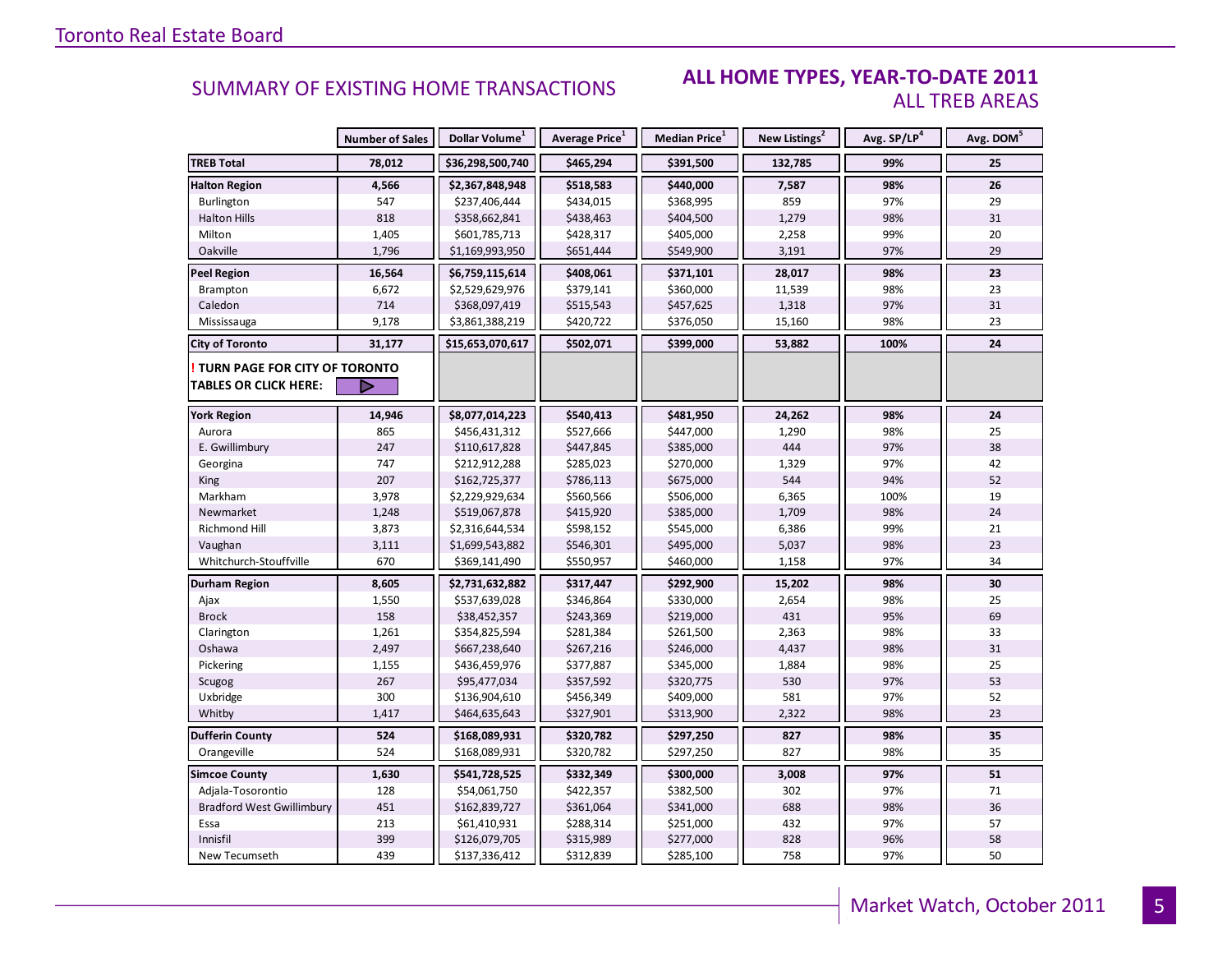## SUMMARY OF EXISTING HOME TRANSACTIONS

## ALL HOME TYPES, YEAR-TO-DATE 2011
### ALL TREB AREAS

| | Number of Sales | Dollar Volume[1] | Average Price[1] | Median Price[1] | New Listings[2] | Avg. SP/LP[4] | Avg. DOM[5] |
|---|---|---|---|---|---|---|---|
| **TREB Total** | **78,012** | **$36,298,500,740** | **$465,294** | **$391,500** | **132,785** | **99%** | **25** |
| **Halton Region** | **4,566** | **$2,367,848,948** | **$518,583** | **$440,000** | **7,587** | **98%** | **26** |
| Burlington | 547 | $237,406,444 | $434,015 | $368,995 | 859 | 97% | 29 |
| Halton Hills | 818 | $358,662,841 | $438,463 | $404,500 | 1,279 | 98% | 31 |
| Milton | 1,405 | $601,785,713 | $428,317 | $405,000 | 2,258 | 99% | 20 |
| Oakville | 1,796 | $1,169,993,950 | $651,444 | $549,900 | 3,191 | 97% | 29 |
| **Peel Region** | **16,564** | **$6,759,115,614** | **$408,061** | **$371,101** | **28,017** | **98%** | **23** |
| Brampton | 6,672 | $2,529,629,976 | $379,141 | $360,000 | 11,539 | 98% | 23 |
| Caledon | 714 | $368,097,419 | $515,543 | $457,625 | 1,318 | 97% | 31 |
| Mississauga | 9,178 | $3,861,388,219 | $420,722 | $376,050 | 15,160 | 98% | 23 |
| **City of Toronto** | **31,177** | **$15,653,070,617** | **$502,071** | **$399,000** | **53,882** | **100%** | **24** |
| **! TURN PAGE FOR CITY OF TORONTO TABLES OR CLICK HERE:** | | | | | | | |
| **York Region** | **14,946** | **$8,077,014,223** | **$540,413** | **$481,950** | **24,262** | **98%** | **24** |
| Aurora | 865 | $456,431,312 | $527,666 | $447,000 | 1,290 | 98% | 25 |
| E. Gwillimbury | 247 | $110,617,828 | $447,845 | $385,000 | 444 | 97% | 38 |
| Georgina | 747 | $212,912,288 | $285,023 | $270,000 | 1,329 | 97% | 42 |
| King | 207 | $162,725,377 | $786,113 | $675,000 | 544 | 94% | 52 |
| Markham | 3,978 | $2,229,929,634 | $560,566 | $506,000 | 6,365 | 100% | 19 |
| Newmarket | 1,248 | $519,067,878 | $415,920 | $385,000 | 1,709 | 98% | 24 |
| Richmond Hill | 3,873 | $2,316,644,534 | $598,152 | $545,000 | 6,386 | 99% | 21 |
| Vaughan | 3,111 | $1,699,543,882 | $546,301 | $495,000 | 5,037 | 98% | 23 |
| Whitchurch-Stouffville | 670 | $369,141,490 | $550,957 | $460,000 | 1,158 | 97% | 34 |
| **Durham Region** | **8,605** | **$2,731,632,882** | **$317,447** | **$292,900** | **15,202** | **98%** | **30** |
| Ajax | 1,550 | $537,639,028 | $346,864 | $330,000 | 2,654 | 98% | 25 |
| Brock | 158 | $38,452,357 | $243,369 | $219,000 | 431 | 95% | 69 |
| Clarington | 1,261 | $354,825,594 | $281,384 | $261,500 | 2,363 | 98% | 33 |
| Oshawa | 2,497 | $667,238,640 | $267,216 | $246,000 | 4,437 | 98% | 31 |
| Pickering | 1,155 | $436,459,976 | $377,887 | $345,000 | 1,884 | 98% | 25 |
| Scugog | 267 | $95,477,034 | $357,592 | $320,775 | 530 | 97% | 53 |
| Uxbridge | 300 | $136,904,610 | $456,349 | $409,000 | 581 | 97% | 52 |
| Whitby | 1,417 | $464,635,643 | $327,901 | $313,900 | 2,322 | 98% | 23 |
| **Dufferin County** | **524** | **$168,089,931** | **$320,782** | **$297,250** | **827** | **98%** | **35** |
| Orangeville | 524 | $168,089,931 | $320,782 | $297,250 | 827 | 98% | 35 |
| **Simcoe County** | **1,630** | **$541,728,525** | **$332,349** | **$300,000** | **3,008** | **97%** | **51** |
| Adjala-Tosorontio | 128 | $54,061,750 | $422,357 | $382,500 | 302 | 97% | 71 |
| Bradford West Gwillimbury | 451 | $162,839,727 | $361,064 | $341,000 | 688 | 98% | 36 |
| Essa | 213 | $61,410,931 | $288,314 | $251,000 | 432 | 97% | 57 |
| Innisfil | 399 | $126,079,705 | $315,989 | $277,000 | 828 | 96% | 58 |
| New Tecumseth | 439 | $137,336,412 | $312,839 | $285,100 | 758 | 97% | 50 |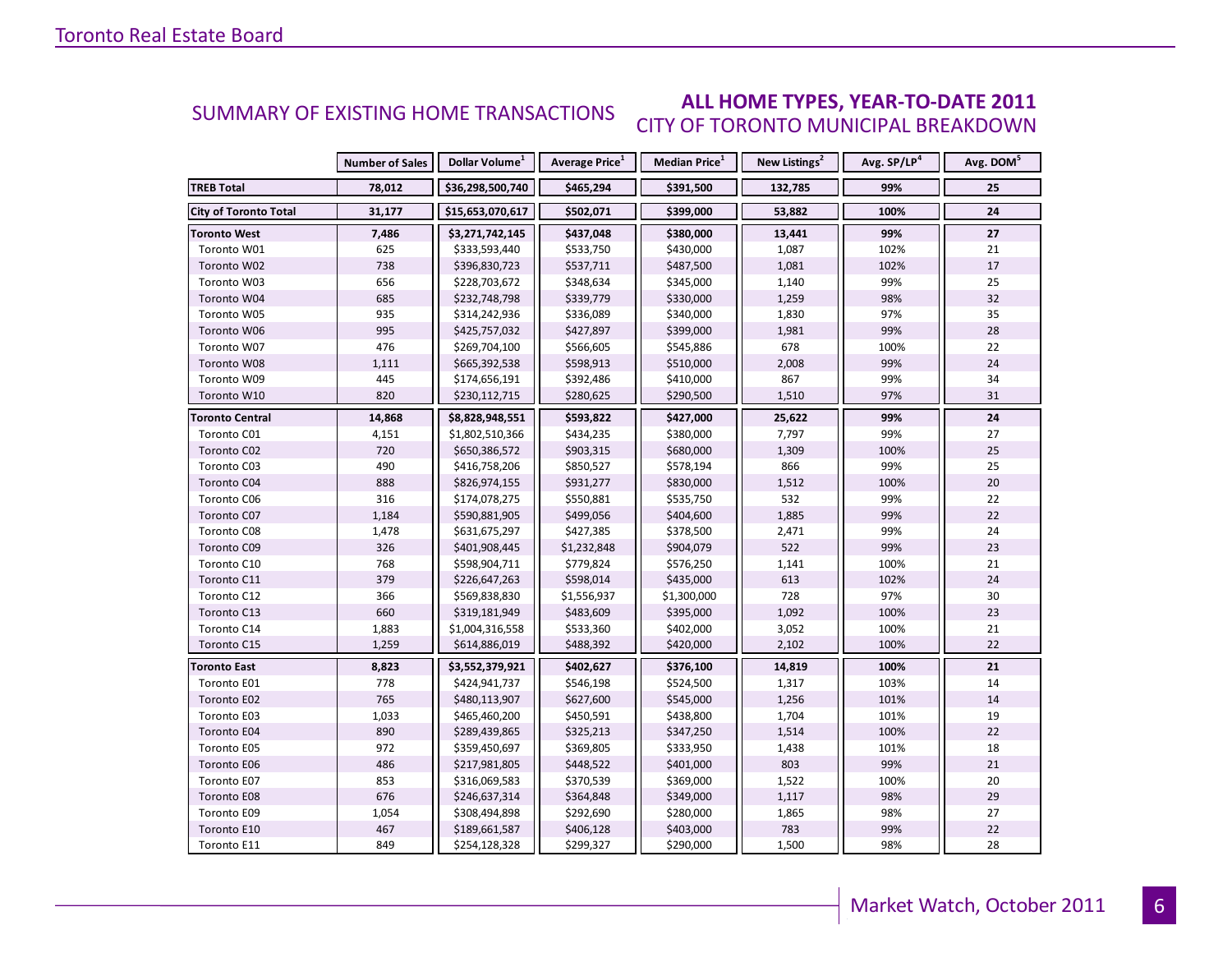## SUMMARY OF EXISTING HOME TRANSACTIONS

## ALL HOME TYPES, YEAR-TO-DATE 2011
CITY OF TORONTO MUNICIPAL BREAKDOWN

| | Number of Sales | Dollar Volume[1] | Average Price[1] | Median Price[1] | New Listings[2] | Avg. SP/LP[4] | Avg. DOM[5] |
|---|---|---|---|---|---|---|---|
| **TREB Total** | **78,012** | **$36,298,500,740** | **$465,294** | **$391,500** | **132,785** | **99%** | **25** |
| **City of Toronto Total** | **31,177** | **$15,653,070,617** | **$502,071** | **$399,000** | **53,882** | **100%** | **24** |
| **Toronto West** | **7,486** | **$3,271,742,145** | **$437,048** | **$380,000** | **13,441** | **99%** | **27** |
| Toronto W01 | 625 | $333,593,440 | $533,750 | $430,000 | 1,087 | 102% | 21 |
| Toronto W02 | 738 | $396,830,723 | $537,711 | $487,500 | 1,081 | 102% | 17 |
| Toronto W03 | 656 | $228,703,672 | $348,634 | $345,000 | 1,140 | 99% | 25 |
| Toronto W04 | 685 | $232,748,798 | $339,779 | $330,000 | 1,259 | 98% | 32 |
| Toronto W05 | 935 | $314,242,936 | $336,089 | $340,000 | 1,830 | 97% | 35 |
| Toronto W06 | 995 | $425,757,032 | $427,897 | $399,000 | 1,981 | 99% | 28 |
| Toronto W07 | 476 | $269,704,100 | $566,605 | $545,886 | 678 | 100% | 22 |
| Toronto W08 | 1,111 | $665,392,538 | $598,913 | $510,000 | 2,008 | 99% | 24 |
| Toronto W09 | 445 | $174,656,191 | $392,486 | $410,000 | 867 | 99% | 34 |
| Toronto W10 | 820 | $230,112,715 | $280,625 | $290,500 | 1,510 | 97% | 31 |
| **Toronto Central** | **14,868** | **$8,828,948,551** | **$593,822** | **$427,000** | **25,622** | **99%** | **24** |
| Toronto C01 | 4,151 | $1,802,510,366 | $434,235 | $380,000 | 7,797 | 99% | 27 |
| Toronto C02 | 720 | $650,386,572 | $903,315 | $680,000 | 1,309 | 100% | 25 |
| Toronto C03 | 490 | $416,758,206 | $850,527 | $578,194 | 866 | 99% | 25 |
| Toronto C04 | 888 | $826,974,155 | $931,277 | $830,000 | 1,512 | 100% | 20 |
| Toronto C06 | 316 | $174,078,275 | $550,881 | $535,750 | 532 | 99% | 22 |
| Toronto C07 | 1,184 | $590,881,905 | $499,056 | $404,600 | 1,885 | 99% | 22 |
| Toronto C08 | 1,478 | $631,675,297 | $427,385 | $378,500 | 2,471 | 99% | 24 |
| Toronto C09 | 326 | $401,908,445 | $1,232,848 | $904,079 | 522 | 99% | 23 |
| Toronto C10 | 768 | $598,904,711 | $779,824 | $576,250 | 1,141 | 100% | 21 |
| Toronto C11 | 379 | $226,647,263 | $598,014 | $435,000 | 613 | 102% | 24 |
| Toronto C12 | 366 | $569,838,830 | $1,556,937 | $1,300,000 | 728 | 97% | 30 |
| Toronto C13 | 660 | $319,181,949 | $483,609 | $395,000 | 1,092 | 100% | 23 |
| Toronto C14 | 1,883 | $1,004,316,558 | $533,360 | $402,000 | 3,052 | 100% | 21 |
| Toronto C15 | 1,259 | $614,886,019 | $488,392 | $420,000 | 2,102 | 100% | 22 |
| **Toronto East** | **8,823** | **$3,552,379,921** | **$402,627** | **$376,100** | **14,819** | **100%** | **21** |
| Toronto E01 | 778 | $424,941,737 | $546,198 | $524,500 | 1,317 | 103% | 14 |
| Toronto E02 | 765 | $480,113,907 | $627,600 | $545,000 | 1,256 | 101% | 14 |
| Toronto E03 | 1,033 | $465,460,200 | $450,591 | $438,800 | 1,704 | 101% | 19 |
| Toronto E04 | 890 | $289,439,865 | $325,213 | $347,250 | 1,514 | 100% | 22 |
| Toronto E05 | 972 | $359,450,697 | $369,805 | $333,950 | 1,438 | 101% | 18 |
| Toronto E06 | 486 | $217,981,805 | $448,522 | $401,000 | 803 | 99% | 21 |
| Toronto E07 | 853 | $316,069,583 | $370,539 | $369,000 | 1,522 | 100% | 20 |
| Toronto E08 | 676 | $246,637,314 | $364,848 | $349,000 | 1,117 | 98% | 29 |
| Toronto E09 | 1,054 | $308,494,898 | $292,690 | $280,000 | 1,865 | 98% | 27 |
| Toronto E10 | 467 | $189,661,587 | $406,128 | $403,000 | 783 | 99% | 22 |
| Toronto E11 | 849 | $254,128,328 | $299,327 | $290,000 | 1,500 | 98% | 28 |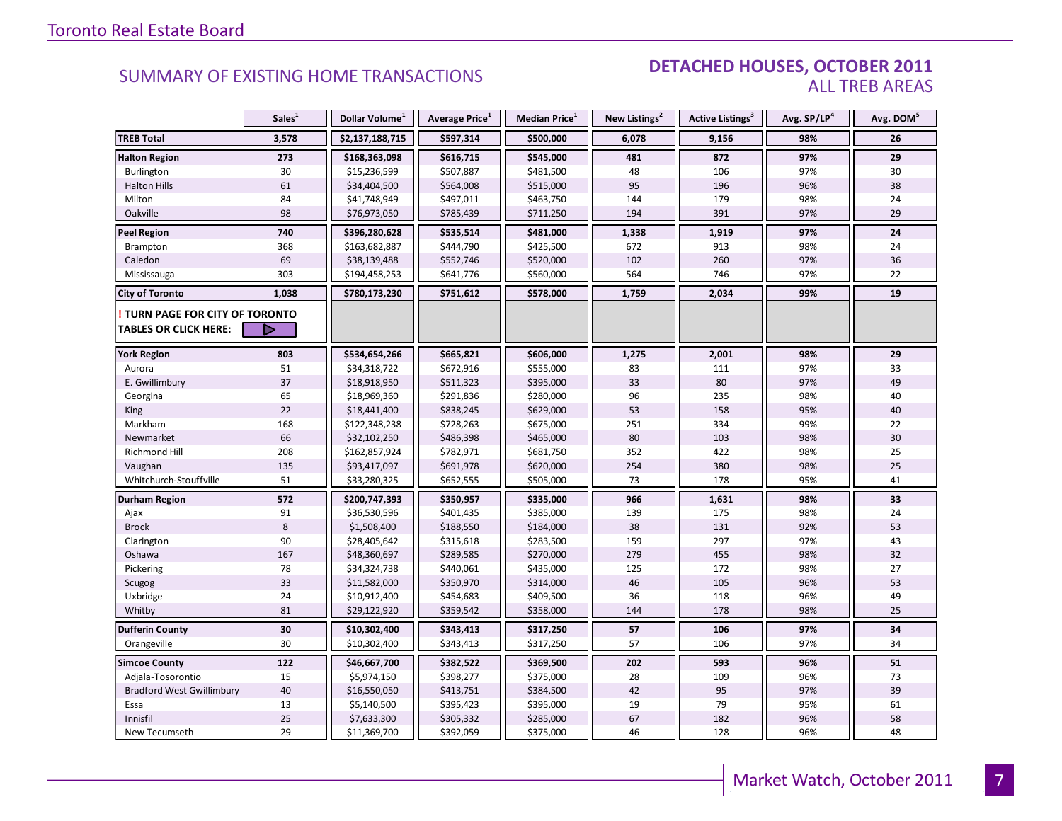## SUMMARY OF EXISTING HOME TRANSACTIONS

## DETACHED HOUSES, OCTOBER 2011
### ALL TREB AREAS

| | Sales[1] | Dollar Volume[1] | Average Price[1] | Median Price[1] | New Listings[2] | Active Listings[3] | Avg. SP/LP[4] | Avg. DOM[5] |
|---|---|---|---|---|---|---|---|---|
| **TREB Total** | **3,578** | **$2,137,188,715** | **$597,314** | **$500,000** | **6,078** | **9,156** | **98%** | **26** |
| **Halton Region** | **273** | **$168,363,098** | **$616,715** | **$545,000** | **481** | **872** | **97%** | **29** |
| Burlington | 30 | $15,236,599 | $507,887 | $481,500 | 48 | 106 | 97% | 30 |
| Halton Hills | 61 | $34,404,500 | $564,008 | $515,000 | 95 | 196 | 96% | 38 |
| Milton | 84 | $41,748,949 | $497,011 | $463,750 | 144 | 179 | 98% | 24 |
| Oakville | 98 | $76,973,050 | $785,439 | $711,250 | 194 | 391 | 97% | 29 |
| **Peel Region** | **740** | **$396,280,628** | **$535,514** | **$481,000** | **1,338** | **1,919** | **97%** | **24** |
| Brampton | 368 | $163,682,887 | $444,790 | $425,500 | 672 | 913 | 98% | 24 |
| Caledon | 69 | $38,139,488 | $552,746 | $520,000 | 102 | 260 | 97% | 36 |
| Mississauga | 303 | $194,458,253 | $641,776 | $560,000 | 564 | 746 | 97% | 22 |
| **City of Toronto** | **1,038** | **$780,173,230** | **$751,612** | **$578,000** | **1,759** | **2,034** | **99%** | **19** |
| **! TURN PAGE FOR CITY OF TORONTO TABLES OR CLICK HERE:** | | | | | | | | |
| **York Region** | **803** | **$534,654,266** | **$665,821** | **$606,000** | **1,275** | **2,001** | **98%** | **29** |
| Aurora | 51 | $34,318,722 | $672,916 | $555,000 | 83 | 111 | 97% | 33 |
| E. Gwillimbury | 37 | $18,918,950 | $511,323 | $395,000 | 33 | 80 | 97% | 49 |
| Georgina | 65 | $18,969,360 | $291,836 | $280,000 | 96 | 235 | 98% | 40 |
| King | 22 | $18,441,400 | $838,245 | $629,000 | 53 | 158 | 95% | 40 |
| Markham | 168 | $122,348,238 | $728,263 | $675,000 | 251 | 334 | 99% | 22 |
| Newmarket | 66 | $32,102,250 | $486,398 | $465,000 | 80 | 103 | 98% | 30 |
| Richmond Hill | 208 | $162,857,924 | $782,971 | $681,750 | 352 | 422 | 98% | 25 |
| Vaughan | 135 | $93,417,097 | $691,978 | $620,000 | 254 | 380 | 98% | 25 |
| Whitchurch-Stouffville | 51 | $33,280,325 | $652,555 | $505,000 | 73 | 178 | 95% | 41 |
| **Durham Region** | **572** | **$200,747,393** | **$350,957** | **$335,000** | **966** | **1,631** | **98%** | **33** |
| Ajax | 91 | $36,530,596 | $401,435 | $385,000 | 139 | 175 | 98% | 24 |
| Brock | 8 | $1,508,400 | $188,550 | $184,000 | 38 | 131 | 92% | 53 |
| Clarington | 90 | $28,405,642 | $315,618 | $283,500 | 159 | 297 | 97% | 43 |
| Oshawa | 167 | $48,360,697 | $289,585 | $270,000 | 279 | 455 | 98% | 32 |
| Pickering | 78 | $34,324,738 | $440,061 | $435,000 | 125 | 172 | 98% | 27 |
| Scugog | 33 | $11,582,000 | $350,970 | $314,000 | 46 | 105 | 96% | 53 |
| Uxbridge | 24 | $10,912,400 | $454,683 | $409,500 | 36 | 118 | 96% | 49 |
| Whitby | 81 | $29,122,920 | $359,542 | $358,000 | 144 | 178 | 98% | 25 |
| **Dufferin County** | **30** | **$10,302,400** | **$343,413** | **$317,250** | **57** | **106** | **97%** | **34** |
| Orangeville | 30 | $10,302,400 | $343,413 | $317,250 | 57 | 106 | 97% | 34 |
| **Simcoe County** | **122** | **$46,667,700** | **$382,522** | **$369,500** | **202** | **593** | **96%** | **51** |
| Adjala-Tosorontio | 15 | $5,974,150 | $398,277 | $375,000 | 28 | 109 | 96% | 73 |
| Bradford West Gwillimbury | 40 | $16,550,050 | $413,751 | $384,500 | 42 | 95 | 97% | 39 |
| Essa | 13 | $5,140,500 | $395,423 | $395,000 | 19 | 79 | 95% | 61 |
| Innisfil | 25 | $7,633,300 | $305,332 | $285,000 | 67 | 182 | 96% | 58 |
| New Tecumseth | 29 | $11,369,700 | $392,059 | $375,000 | 46 | 128 | 96% | 48 |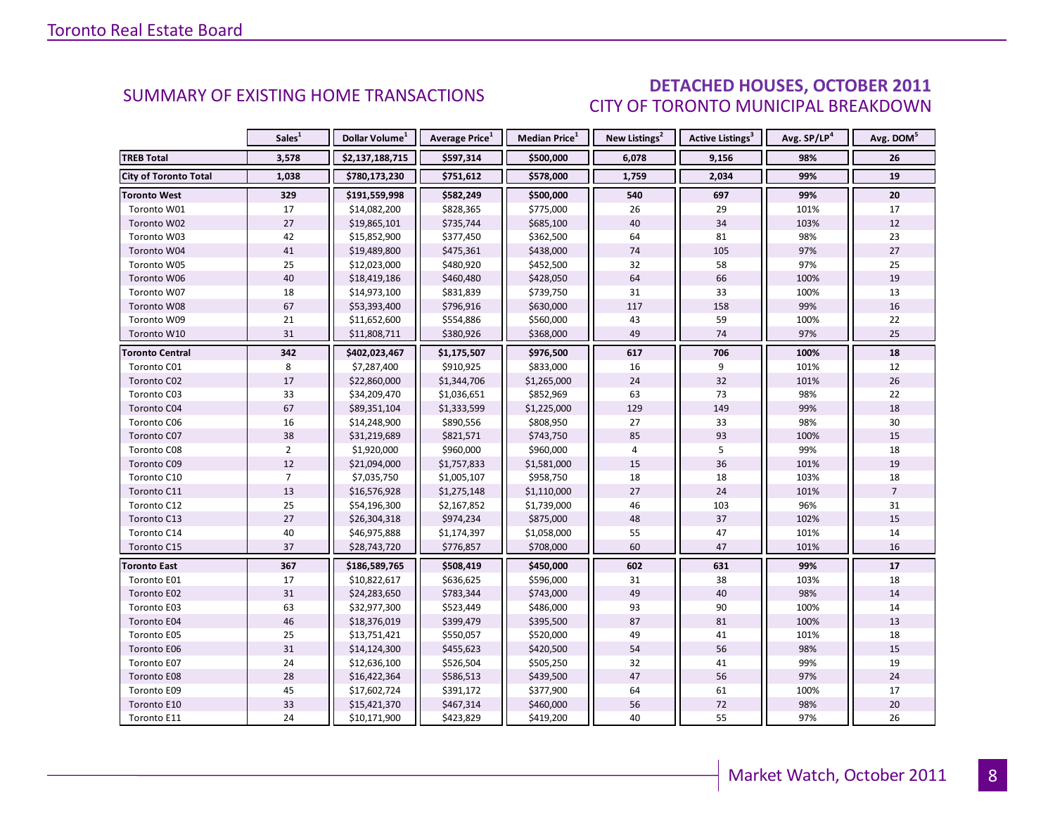## SUMMARY OF EXISTING HOME TRANSACTIONS

## DETACHED HOUSES, OCTOBER 2011
### CITY OF TORONTO MUNICIPAL BREAKDOWN

| | Sales[1] | Dollar Volume[1] | Average Price[1] | Median Price[1] | New Listings[2] | Active Listings[3] | Avg. SP/LP[4] | Avg. DOM[5] |
|---|---|---|---|---|---|---|---|---|
| **TREB Total** | **3,578** | **$2,137,188,715** | **$597,314** | **$500,000** | **6,078** | **9,156** | **98%** | **26** |
| **City of Toronto Total** | **1,038** | **$780,173,230** | **$751,612** | **$578,000** | **1,759** | **2,034** | **99%** | **19** |
| **Toronto West** | **329** | **$191,559,998** | **$582,249** | **$500,000** | **540** | **697** | **99%** | **20** |
| Toronto W01 | 17 | $14,082,200 | $828,365 | $775,000 | 26 | 29 | 101% | 17 |
| Toronto W02 | 27 | $19,865,101 | $735,744 | $685,100 | 40 | 34 | 103% | 12 |
| Toronto W03 | 42 | $15,852,900 | $377,450 | $362,500 | 64 | 81 | 98% | 23 |
| Toronto W04 | 41 | $19,489,800 | $475,361 | $438,000 | 74 | 105 | 97% | 27 |
| Toronto W05 | 25 | $12,023,000 | $480,920 | $452,500 | 32 | 58 | 97% | 25 |
| Toronto W06 | 40 | $18,419,186 | $460,480 | $428,050 | 64 | 66 | 100% | 19 |
| Toronto W07 | 18 | $14,973,100 | $831,839 | $739,750 | 31 | 33 | 100% | 13 |
| Toronto W08 | 67 | $53,393,400 | $796,916 | $630,000 | 117 | 158 | 99% | 16 |
| Toronto W09 | 21 | $11,652,600 | $554,886 | $560,000 | 43 | 59 | 100% | 22 |
| Toronto W10 | 31 | $11,808,711 | $380,926 | $368,000 | 49 | 74 | 97% | 25 |
| **Toronto Central** | **342** | **$402,023,467** | **$1,175,507** | **$976,500** | **617** | **706** | **100%** | **18** |
| Toronto C01 | 8 | $7,287,400 | $910,925 | $833,000 | 16 | 9 | 101% | 12 |
| Toronto C02 | 17 | $22,860,000 | $1,344,706 | $1,265,000 | 24 | 32 | 101% | 26 |
| Toronto C03 | 33 | $34,209,470 | $1,036,651 | $852,969 | 63 | 73 | 98% | 22 |
| Toronto C04 | 67 | $89,351,104 | $1,333,599 | $1,225,000 | 129 | 149 | 99% | 18 |
| Toronto C06 | 16 | $14,248,900 | $890,556 | $808,950 | 27 | 33 | 98% | 30 |
| Toronto C07 | 38 | $31,219,689 | $821,571 | $743,750 | 85 | 93 | 100% | 15 |
| Toronto C08 | 2 | $1,920,000 | $960,000 | $960,000 | 4 | 5 | 99% | 18 |
| Toronto C09 | 12 | $21,094,000 | $1,757,833 | $1,581,000 | 15 | 36 | 101% | 19 |
| Toronto C10 | 7 | $7,035,750 | $1,005,107 | $958,750 | 18 | 18 | 103% | 18 |
| Toronto C11 | 13 | $16,576,928 | $1,275,148 | $1,110,000 | 27 | 24 | 101% | 7 |
| Toronto C12 | 25 | $54,196,300 | $2,167,852 | $1,739,000 | 46 | 103 | 96% | 31 |
| Toronto C13 | 27 | $26,304,318 | $974,234 | $875,000 | 48 | 37 | 102% | 15 |
| Toronto C14 | 40 | $46,975,888 | $1,174,397 | $1,058,000 | 55 | 47 | 101% | 14 |
| Toronto C15 | 37 | $28,743,720 | $776,857 | $708,000 | 60 | 47 | 101% | 16 |
| **Toronto East** | **367** | **$186,589,765** | **$508,419** | **$450,000** | **602** | **631** | **99%** | **17** |
| Toronto E01 | 17 | $10,822,617 | $636,625 | $596,000 | 31 | 38 | 103% | 18 |
| Toronto E02 | 31 | $24,283,650 | $783,344 | $743,000 | 49 | 40 | 98% | 14 |
| Toronto E03 | 63 | $32,977,300 | $523,449 | $486,000 | 93 | 90 | 100% | 14 |
| Toronto E04 | 46 | $18,376,019 | $399,479 | $395,500 | 87 | 81 | 100% | 13 |
| Toronto E05 | 25 | $13,751,421 | $550,057 | $520,000 | 49 | 41 | 101% | 18 |
| Toronto E06 | 31 | $14,124,300 | $455,623 | $420,500 | 54 | 56 | 98% | 15 |
| Toronto E07 | 24 | $12,636,100 | $526,504 | $505,250 | 32 | 41 | 99% | 19 |
| Toronto E08 | 28 | $16,422,364 | $586,513 | $439,500 | 47 | 56 | 97% | 24 |
| Toronto E09 | 45 | $17,602,724 | $391,172 | $377,900 | 64 | 61 | 100% | 17 |
| Toronto E10 | 33 | $15,421,370 | $467,314 | $460,000 | 56 | 72 | 98% | 20 |
| Toronto E11 | 24 | $10,171,900 | $423,829 | $419,200 | 40 | 55 | 97% | 26 |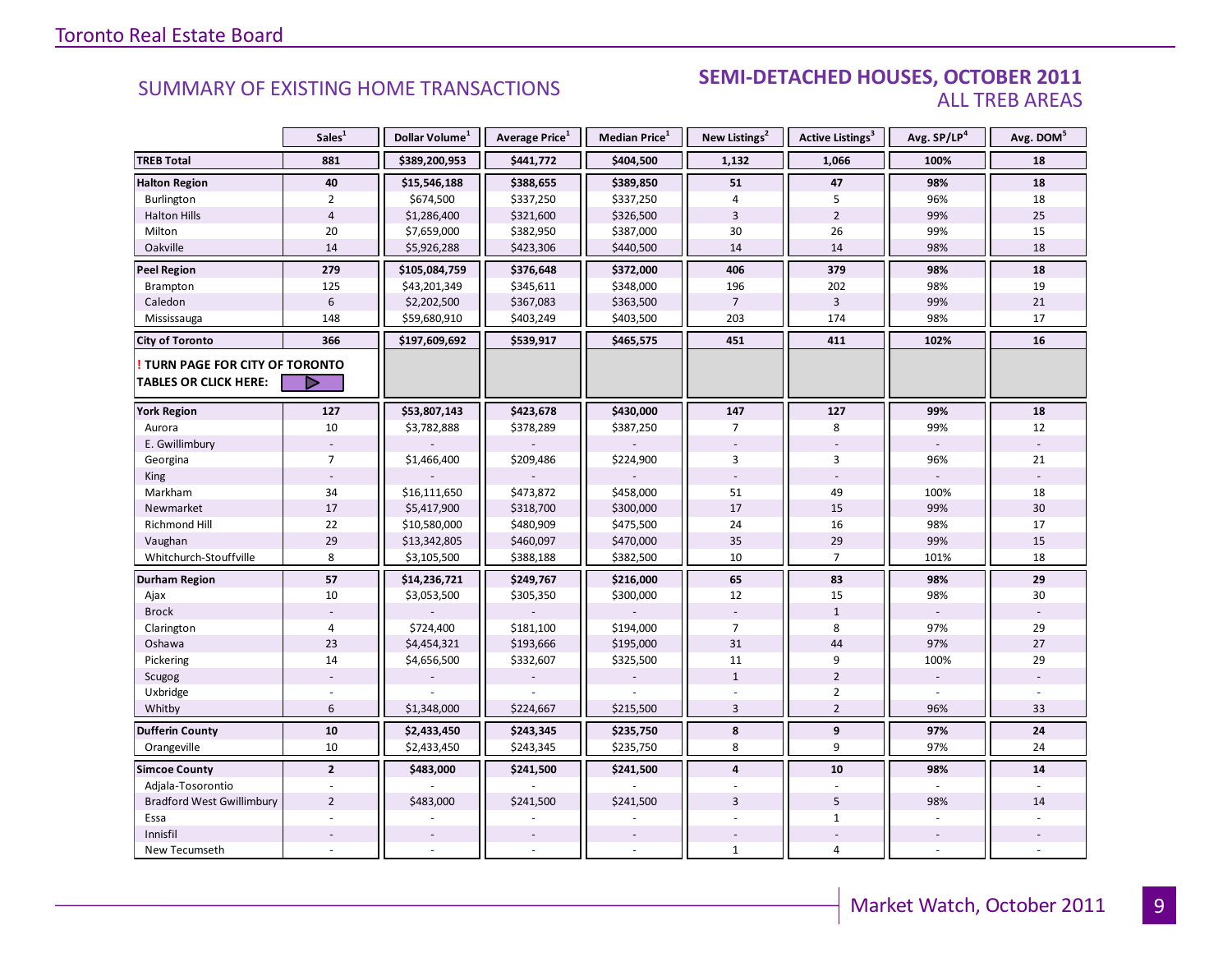Toronto Real Estate Board

## SUMMARY OF EXISTING HOME TRANSACTIONS

## SEMI-DETACHED HOUSES, OCTOBER 2011
### ALL TREB AREAS

| | Sales[1] | Dollar Volume[1] | Average Price[1] | Median Price[1] | New Listings[2] | Active Listings[3] | Avg. SP/LP[4] | Avg. DOM[5] |
|---|---|---|---|---|---|---|---|---|
| **TREB Total** | **881** | **$389,200,953** | **$441,772** | **$404,500** | **1,132** | **1,066** | **100%** | **18** |
| **Halton Region** | **40** | **$15,546,188** | **$388,655** | **$389,850** | **51** | **47** | **98%** | **18** |
| Burlington | 2 | $674,500 | $337,250 | $337,250 | 4 | 5 | 96% | 18 |
| Halton Hills | 4 | $1,286,400 | $321,600 | $326,500 | 3 | 2 | 99% | 25 |
| Milton | 20 | $7,659,000 | $382,950 | $387,000 | 30 | 26 | 99% | 15 |
| Oakville | 14 | $5,926,288 | $423,306 | $440,500 | 14 | 14 | 98% | 18 |
| **Peel Region** | **279** | **$105,084,759** | **$376,648** | **$372,000** | **406** | **379** | **98%** | **18** |
| Brampton | 125 | $43,201,349 | $345,611 | $348,000 | 196 | 202 | 98% | 19 |
| Caledon | 6 | $2,202,500 | $367,083 | $363,500 | 7 | 3 | 99% | 21 |
| Mississauga | 148 | $59,680,910 | $403,249 | $403,500 | 203 | 174 | 98% | 17 |
| **City of Toronto** | **366** | **$197,609,692** | **$539,917** | **$465,575** | **451** | **411** | **102%** | **16** |
| **! TURN PAGE FOR CITY OF TORONTO TABLES OR CLICK HERE:** | | | | | | | | |
| **York Region** | **127** | **$53,807,143** | **$423,678** | **$430,000** | **147** | **127** | **99%** | **18** |
| Aurora | 10 | $3,782,888 | $378,289 | $387,250 | 7 | 8 | 99% | 12 |
| E. Gwillimbury | - | - | - | - | - | - | - | - |
| Georgina | 7 | $1,466,400 | $209,486 | $224,900 | 3 | 3 | 96% | 21 |
| King | - | - | - | - | - | - | - | - |
| Markham | 34 | $16,111,650 | $473,872 | $458,000 | 51 | 49 | 100% | 18 |
| Newmarket | 17 | $5,417,900 | $318,700 | $300,000 | 17 | 15 | 99% | 30 |
| Richmond Hill | 22 | $10,580,000 | $480,909 | $475,500 | 24 | 16 | 98% | 17 |
| Vaughan | 29 | $13,342,805 | $460,097 | $470,000 | 35 | 29 | 99% | 15 |
| Whitchurch-Stouffville | 8 | $3,105,500 | $388,188 | $382,500 | 10 | 7 | 101% | 18 |
| **Durham Region** | **57** | **$14,236,721** | **$249,767** | **$216,000** | **65** | **83** | **98%** | **29** |
| Ajax | 10 | $3,053,500 | $305,350 | $300,000 | 12 | 15 | 98% | 30 |
| Brock | - | - | - | - | - | 1 | - | - |
| Clarington | 4 | $724,400 | $181,100 | $194,000 | 7 | 8 | 97% | 29 |
| Oshawa | 23 | $4,454,321 | $193,666 | $195,000 | 31 | 44 | 97% | 27 |
| Pickering | 14 | $4,656,500 | $332,607 | $325,500 | 11 | 9 | 100% | 29 |
| Scugog | - | - | - | - | 1 | 2 | - | - |
| Uxbridge | - | - | - | - | - | 2 | - | - |
| Whitby | 6 | $1,348,000 | $224,667 | $215,500 | 3 | 2 | 96% | 33 |
| **Dufferin County** | **10** | **$2,433,450** | **$243,345** | **$235,750** | **8** | **9** | **97%** | **24** |
| Orangeville | 10 | $2,433,450 | $243,345 | $235,750 | 8 | 9 | 97% | 24 |
| **Simcoe County** | **2** | **$483,000** | **$241,500** | **$241,500** | **4** | **10** | **98%** | **14** |
| Adjala-Tosorontio | - | - | - | - | - | - | - | - |
| Bradford West Gwillimbury | 2 | $483,000 | $241,500 | $241,500 | 3 | 5 | 98% | 14 |
| Essa | - | - | - | - | - | 1 | - | - |
| Innisfil | - | - | - | - | - | - | - | - |
| New Tecumseth | - | - | - | - | 1 | 4 | - | - |

Market Watch, October 2011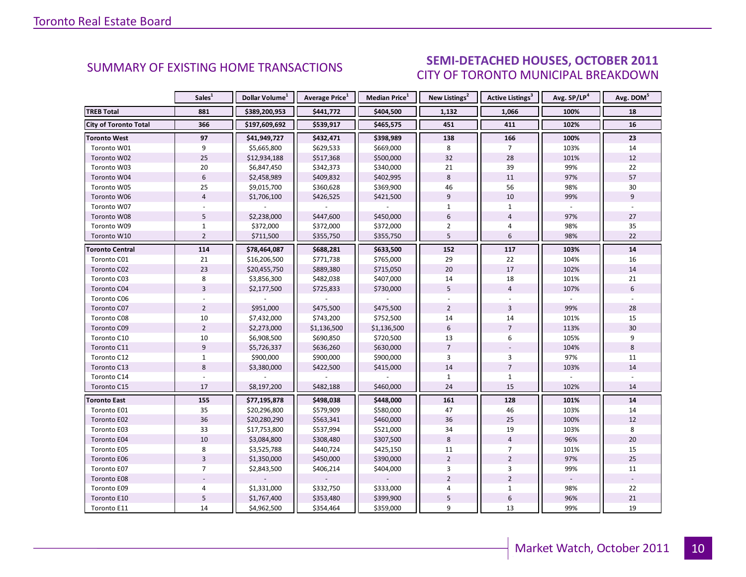## SUMMARY OF EXISTING HOME TRANSACTIONS

## SEMI-DETACHED HOUSES, OCTOBER 2011
### CITY OF TORONTO MUNICIPAL BREAKDOWN

| | Sales[1] | Dollar Volume[1] | Average Price[1] | Median Price[1] | New Listings[2] | Active Listings[3] | Avg. SP/LP[4] | Avg. DOM[5] |
|---|---|---|---|---|---|---|---|---|
| **TREB Total** | **881** | **$389,200,953** | **$441,772** | **$404,500** | **1,132** | **1,066** | **100%** | **18** |
| **City of Toronto Total** | **366** | **$197,609,692** | **$539,917** | **$465,575** | **451** | **411** | **102%** | **16** |
| **Toronto West** | **97** | **$41,949,727** | **$432,471** | **$398,989** | **138** | **166** | **100%** | **23** |
| Toronto W01 | 9 | $5,665,800 | $629,533 | $669,000 | 8 | 7 | 103% | 14 |
| Toronto W02 | 25 | $12,934,188 | $517,368 | $500,000 | 32 | 28 | 101% | 12 |
| Toronto W03 | 20 | $6,847,450 | $342,373 | $340,000 | 21 | 39 | 99% | 22 |
| Toronto W04 | 6 | $2,458,989 | $409,832 | $402,995 | 8 | 11 | 97% | 57 |
| Toronto W05 | 25 | $9,015,700 | $360,628 | $369,900 | 46 | 56 | 98% | 30 |
| Toronto W06 | 4 | $1,706,100 | $426,525 | $421,500 | 9 | 10 | 99% | 9 |
| Toronto W07 | - | - | - | - | 1 | 1 | - | - |
| Toronto W08 | 5 | $2,238,000 | $447,600 | $450,000 | 6 | 4 | 97% | 27 |
| Toronto W09 | 1 | $372,000 | $372,000 | $372,000 | 2 | 4 | 98% | 35 |
| Toronto W10 | 2 | $711,500 | $355,750 | $355,750 | 5 | 6 | 98% | 22 |
| **Toronto Central** | **114** | **$78,464,087** | **$688,281** | **$633,500** | **152** | **117** | **103%** | **14** |
| Toronto C01 | 21 | $16,206,500 | $771,738 | $765,000 | 29 | 22 | 104% | 16 |
| Toronto C02 | 23 | $20,455,750 | $889,380 | $715,050 | 20 | 17 | 102% | 14 |
| Toronto C03 | 8 | $3,856,300 | $482,038 | $407,000 | 14 | 18 | 101% | 21 |
| Toronto C04 | 3 | $2,177,500 | $725,833 | $730,000 | 5 | 4 | 107% | 6 |
| Toronto C06 | - | - | - | - | - | - | - | - |
| Toronto C07 | 2 | $951,000 | $475,500 | $475,500 | 2 | 3 | 99% | 28 |
| Toronto C08 | 10 | $7,432,000 | $743,200 | $752,500 | 14 | 14 | 101% | 15 |
| Toronto C09 | 2 | $2,273,000 | $1,136,500 | $1,136,500 | 6 | 7 | 113% | 30 |
| Toronto C10 | 10 | $6,908,500 | $690,850 | $720,500 | 13 | 6 | 105% | 9 |
| Toronto C11 | 9 | $5,726,337 | $636,260 | $630,000 | 7 | - | 104% | 8 |
| Toronto C12 | 1 | $900,000 | $900,000 | $900,000 | 3 | 3 | 97% | 11 |
| Toronto C13 | 8 | $3,380,000 | $422,500 | $415,000 | 14 | 7 | 103% | 14 |
| Toronto C14 | - | - | - | - | 1 | 1 | - | - |
| Toronto C15 | 17 | $8,197,200 | $482,188 | $460,000 | 24 | 15 | 102% | 14 |
| **Toronto East** | **155** | **$77,195,878** | **$498,038** | **$448,000** | **161** | **128** | **101%** | **14** |
| Toronto E01 | 35 | $20,296,800 | $579,909 | $580,000 | 47 | 46 | 103% | 14 |
| Toronto E02 | 36 | $20,280,290 | $563,341 | $460,000 | 36 | 25 | 100% | 12 |
| Toronto E03 | 33 | $17,753,800 | $537,994 | $521,000 | 34 | 19 | 103% | 8 |
| Toronto E04 | 10 | $3,084,800 | $308,480 | $307,500 | 8 | 4 | 96% | 20 |
| Toronto E05 | 8 | $3,525,788 | $440,724 | $425,150 | 11 | 7 | 101% | 15 |
| Toronto E06 | 3 | $1,350,000 | $450,000 | $390,000 | 2 | 2 | 97% | 25 |
| Toronto E07 | 7 | $2,843,500 | $406,214 | $404,000 | 3 | 3 | 99% | 11 |
| Toronto E08 | - | - | - | - | 2 | 2 | - | - |
| Toronto E09 | 4 | $1,331,000 | $332,750 | $333,000 | 4 | 1 | 98% | 22 |
| Toronto E10 | 5 | $1,767,400 | $353,480 | $399,900 | 5 | 6 | 96% | 21 |
| Toronto E11 | 14 | $4,962,500 | $354,464 | $359,000 | 9 | 13 | 99% | 19 |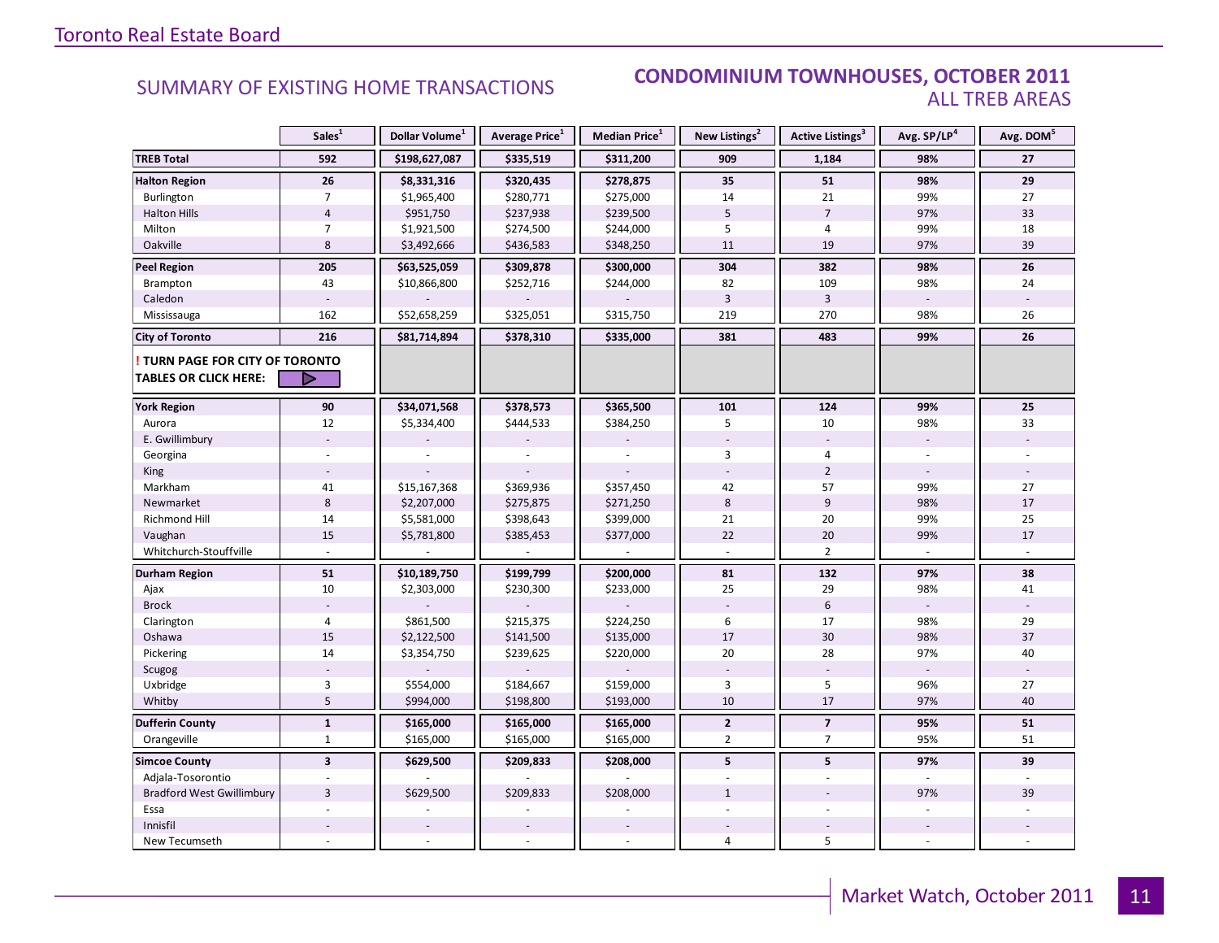Toronto Real Estate Board

## SUMMARY OF EXISTING HOME TRANSACTIONS

## CONDOMINIUM TOWNHOUSES, OCTOBER 2011
### ALL TREB AREAS

| | Sales[1] | Dollar Volume[1] | Average Price[1] | Median Price[1] | New Listings[2] | Active Listings[3] | Avg. SP/LP[4] | Avg. DOM[5] |
|---|---|---|---|---|---|---|---|---|
| **TREB Total** | **592** | **$198,627,087** | **$335,519** | **$311,200** | **909** | **1,184** | **98%** | **27** |
| **Halton Region** | **26** | **$8,331,316** | **$320,435** | **$278,875** | **35** | **51** | **98%** | **29** |
| Burlington | 7 | $1,965,400 | $280,771 | $275,000 | 14 | 21 | 99% | 27 |
| Halton Hills | 4 | $951,750 | $237,938 | $239,500 | 5 | 7 | 97% | 33 |
| Milton | 7 | $1,921,500 | $274,500 | $244,000 | 5 | 4 | 99% | 18 |
| Oakville | 8 | $3,492,666 | $436,583 | $348,250 | 11 | 19 | 97% | 39 |
| **Peel Region** | **205** | **$63,525,059** | **$309,878** | **$300,000** | **304** | **382** | **98%** | **26** |
| Brampton | 43 | $10,866,800 | $252,716 | $244,000 | 82 | 109 | 98% | 24 |
| Caledon | - | - | - | - | 3 | 3 | - | - |
| Mississauga | 162 | $52,658,259 | $325,051 | $315,750 | 219 | 270 | 98% | 26 |
| **City of Toronto** | **216** | **$81,714,894** | **$378,310** | **$335,000** | **381** | **483** | **99%** | **26** |
| **! TURN PAGE FOR CITY OF TORONTO TABLES OR CLICK HERE:** | | | | | | | | |
| **York Region** | **90** | **$34,071,568** | **$378,573** | **$365,500** | **101** | **124** | **99%** | **25** |
| Aurora | 12 | $5,334,400 | $444,533 | $384,250 | 5 | 10 | 98% | 33 |
| E. Gwillimbury | - | - | - | - | - | - | - | - |
| Georgina | - | - | - | - | 3 | 4 | - | - |
| King | - | - | - | - | - | 2 | - | - |
| Markham | 41 | $15,167,368 | $369,936 | $357,450 | 42 | 57 | 99% | 27 |
| Newmarket | 8 | $2,207,000 | $275,875 | $271,250 | 8 | 9 | 98% | 17 |
| Richmond Hill | 14 | $5,581,000 | $398,643 | $399,000 | 21 | 20 | 99% | 25 |
| Vaughan | 15 | $5,781,800 | $385,453 | $377,000 | 22 | 20 | 99% | 17 |
| Whitchurch-Stouffville | - | - | - | - | - | 2 | - | - |
| **Durham Region** | **51** | **$10,189,750** | **$199,799** | **$200,000** | **81** | **132** | **97%** | **38** |
| Ajax | 10 | $2,303,000 | $230,300 | $233,000 | 25 | 29 | 98% | 41 |
| Brock | - | - | - | - | - | 6 | - | - |
| Clarington | 4 | $861,500 | $215,375 | $224,250 | 6 | 17 | 98% | 29 |
| Oshawa | 15 | $2,122,500 | $141,500 | $135,000 | 17 | 30 | 98% | 37 |
| Pickering | 14 | $3,354,750 | $239,625 | $220,000 | 20 | 28 | 97% | 40 |
| Scugog | - | - | - | - | - | - | - | - |
| Uxbridge | 3 | $554,000 | $184,667 | $159,000 | 3 | 5 | 96% | 27 |
| Whitby | 5 | $994,000 | $198,800 | $193,000 | 10 | 17 | 97% | 40 |
| **Dufferin County** | **1** | **$165,000** | **$165,000** | **$165,000** | **2** | **7** | **95%** | **51** |
| Orangeville | 1 | $165,000 | $165,000 | $165,000 | 2 | 7 | 95% | 51 |
| **Simcoe County** | **3** | **$629,500** | **$209,833** | **$208,000** | **5** | **5** | **97%** | **39** |
| Adjala-Tosorontio | - | - | - | - | - | - | - | - |
| Bradford West Gwillimbury | 3 | $629,500 | $209,833 | $208,000 | 1 | - | 97% | 39 |
| Essa | - | - | - | - | - | - | - | - |
| Innisfil | - | - | - | - | - | - | - | - |
| New Tecumseth | - | - | - | - | 4 | 5 | - | - |

Market Watch, October 2011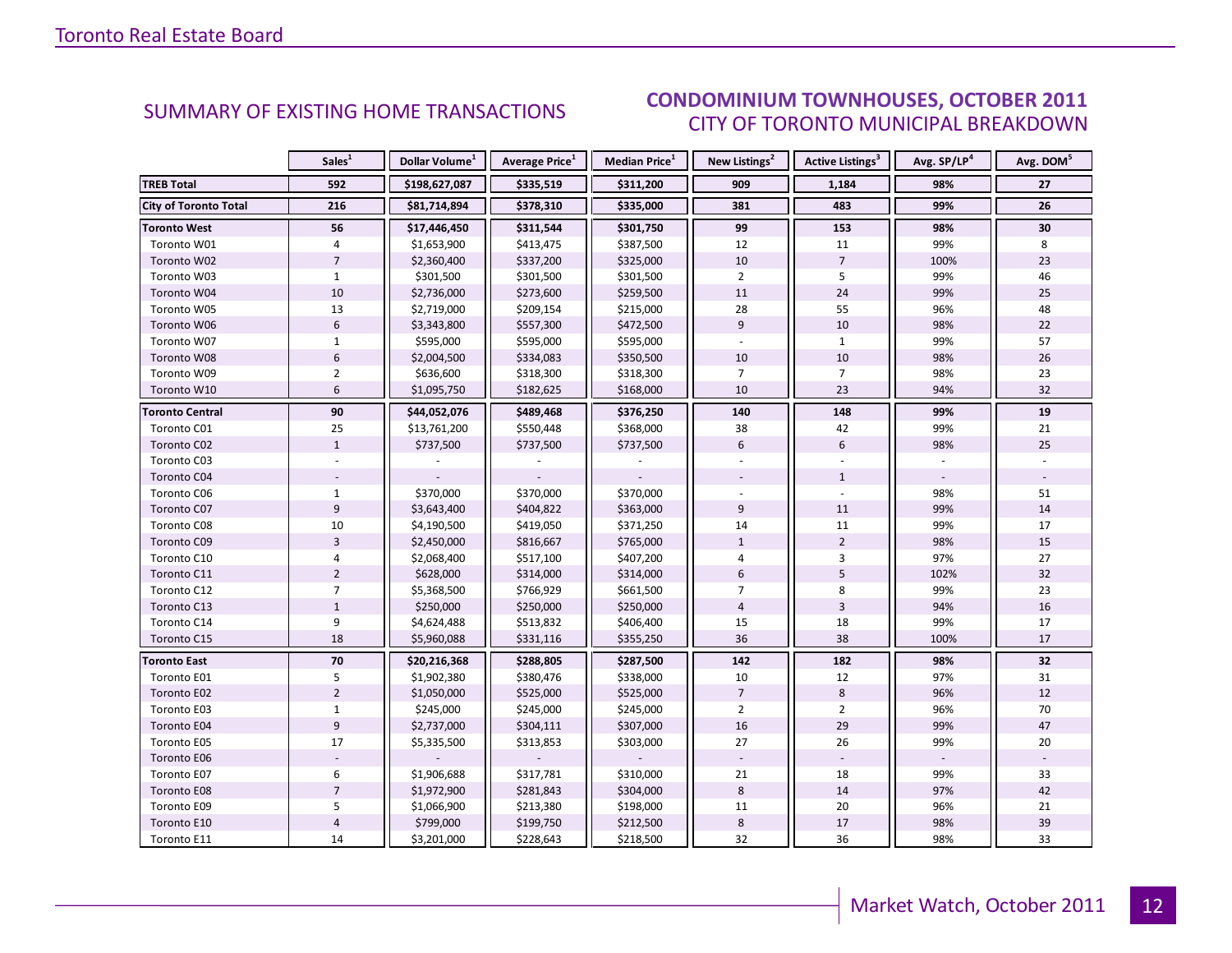## SUMMARY OF EXISTING HOME TRANSACTIONS

### CONDOMINIUM TOWNHOUSES, OCTOBER 2011
### CITY OF TORONTO MUNICIPAL BREAKDOWN

| | Sales[1] | Dollar Volume[1] | Average Price[1] | Median Price[1] | New Listings[2] | Active Listings[3] | Avg. SP/LP[4] | Avg. DOM[5] |
|---|---|---|---|---|---|---|---|---|
| **TREB Total** | **592** | **$198,627,087** | **$335,519** | **$311,200** | **909** | **1,184** | **98%** | **27** |
| **City of Toronto Total** | **216** | **$81,714,894** | **$378,310** | **$335,000** | **381** | **483** | **99%** | **26** |
| **Toronto West** | **56** | **$17,446,450** | **$311,544** | **$301,750** | **99** | **153** | **98%** | **30** |
| Toronto W01 | 4 | $1,653,900 | $413,475 | $387,500 | 12 | 11 | 99% | 8 |
| Toronto W02 | 7 | $2,360,400 | $337,200 | $325,000 | 10 | 7 | 100% | 23 |
| Toronto W03 | 1 | $301,500 | $301,500 | $301,500 | 2 | 5 | 99% | 46 |
| Toronto W04 | 10 | $2,736,000 | $273,600 | $259,500 | 11 | 24 | 99% | 25 |
| Toronto W05 | 13 | $2,719,000 | $209,154 | $215,000 | 28 | 55 | 96% | 48 |
| Toronto W06 | 6 | $3,343,800 | $557,300 | $472,500 | 9 | 10 | 98% | 22 |
| Toronto W07 | 1 | $595,000 | $595,000 | $595,000 | - | 1 | 99% | 57 |
| Toronto W08 | 6 | $2,004,500 | $334,083 | $350,500 | 10 | 10 | 98% | 26 |
| Toronto W09 | 2 | $636,600 | $318,300 | $318,300 | 7 | 7 | 98% | 23 |
| Toronto W10 | 6 | $1,095,750 | $182,625 | $168,000 | 10 | 23 | 94% | 32 |
| **Toronto Central** | **90** | **$44,052,076** | **$489,468** | **$376,250** | **140** | **148** | **99%** | **19** |
| Toronto C01 | 25 | $13,761,200 | $550,448 | $368,000 | 38 | 42 | 99% | 21 |
| Toronto C02 | 1 | $737,500 | $737,500 | $737,500 | 6 | 6 | 98% | 25 |
| Toronto C03 | - | - | - | - | - | - | - | - |
| Toronto C04 | - | - | - | - | - | 1 | - | - |
| Toronto C06 | 1 | $370,000 | $370,000 | $370,000 | - | - | 98% | 51 |
| Toronto C07 | 9 | $3,643,400 | $404,822 | $363,000 | 9 | 11 | 99% | 14 |
| Toronto C08 | 10 | $4,190,500 | $419,050 | $371,250 | 14 | 11 | 99% | 17 |
| Toronto C09 | 3 | $2,450,000 | $816,667 | $765,000 | 1 | 2 | 98% | 15 |
| Toronto C10 | 4 | $2,068,400 | $517,100 | $407,200 | 4 | 3 | 97% | 27 |
| Toronto C11 | 2 | $628,000 | $314,000 | $314,000 | 6 | 5 | 102% | 32 |
| Toronto C12 | 7 | $5,368,500 | $766,929 | $661,500 | 7 | 8 | 99% | 23 |
| Toronto C13 | 1 | $250,000 | $250,000 | $250,000 | 4 | 3 | 94% | 16 |
| Toronto C14 | 9 | $4,624,488 | $513,832 | $406,400 | 15 | 18 | 99% | 17 |
| Toronto C15 | 18 | $5,960,088 | $331,116 | $355,250 | 36 | 38 | 100% | 17 |
| **Toronto East** | **70** | **$20,216,368** | **$288,805** | **$287,500** | **142** | **182** | **98%** | **32** |
| Toronto E01 | 5 | $1,902,380 | $380,476 | $338,000 | 10 | 12 | 97% | 31 |
| Toronto E02 | 2 | $1,050,000 | $525,000 | $525,000 | 7 | 8 | 96% | 12 |
| Toronto E03 | 1 | $245,000 | $245,000 | $245,000 | 2 | 2 | 96% | 70 |
| Toronto E04 | 9 | $2,737,000 | $304,111 | $307,000 | 16 | 29 | 99% | 47 |
| Toronto E05 | 17 | $5,335,500 | $313,853 | $303,000 | 27 | 26 | 99% | 20 |
| Toronto E06 | - | - | - | - | - | - | - | - |
| Toronto E07 | 6 | $1,906,688 | $317,781 | $310,000 | 21 | 18 | 99% | 33 |
| Toronto E08 | 7 | $1,972,900 | $281,843 | $304,000 | 8 | 14 | 97% | 42 |
| Toronto E09 | 5 | $1,066,900 | $213,380 | $198,000 | 11 | 20 | 96% | 21 |
| Toronto E10 | 4 | $799,000 | $199,750 | $212,500 | 8 | 17 | 98% | 39 |
| Toronto E11 | 14 | $3,201,000 | $228,643 | $218,500 | 32 | 36 | 98% | 33 |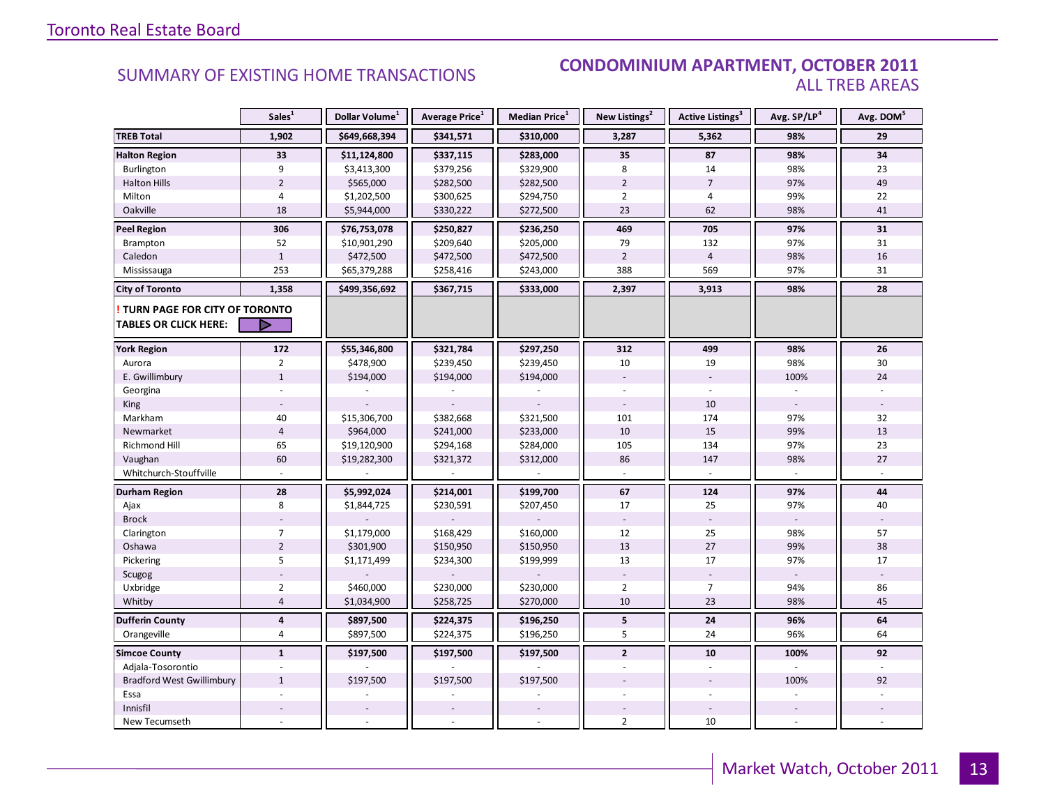## SUMMARY OF EXISTING HOME TRANSACTIONS

## CONDOMINIUM APARTMENT, OCTOBER 2011
### ALL TREB AREAS

| | Sales[1] | Dollar Volume[1] | Average Price[1] | Median Price[1] | New Listings[2] | Active Listings[3] | Avg. SP/LP[4] | Avg. DOM[5] |
|---|---|---|---|---|---|---|---|---|
| **TREB Total** | **1,902** | **$649,668,394** | **$341,571** | **$310,000** | **3,287** | **5,362** | **98%** | **29** |
| **Halton Region** | **33** | **$11,124,800** | **$337,115** | **$283,000** | **35** | **87** | **98%** | **34** |
| Burlington | 9 | $3,413,300 | $379,256 | $329,900 | 8 | 14 | 98% | 23 |
| Halton Hills | 2 | $565,000 | $282,500 | $282,500 | 2 | 7 | 97% | 49 |
| Milton | 4 | $1,202,500 | $300,625 | $294,750 | 2 | 4 | 99% | 22 |
| Oakville | 18 | $5,944,000 | $330,222 | $272,500 | 23 | 62 | 98% | 41 |
| **Peel Region** | **306** | **$76,753,078** | **$250,827** | **$236,250** | **469** | **705** | **97%** | **31** |
| Brampton | 52 | $10,901,290 | $209,640 | $205,000 | 79 | 132 | 97% | 31 |
| Caledon | 1 | $472,500 | $472,500 | $472,500 | 2 | 4 | 98% | 16 |
| Mississauga | 253 | $65,379,288 | $258,416 | $243,000 | 388 | 569 | 97% | 31 |
| **City of Toronto** | **1,358** | **$499,356,692** | **$367,715** | **$333,000** | **2,397** | **3,913** | **98%** | **28** |
| **! TURN PAGE FOR CITY OF TORONTO TABLES OR CLICK HERE:** | | | | | | | | |
| **York Region** | **172** | **$55,346,800** | **$321,784** | **$297,250** | **312** | **499** | **98%** | **26** |
| Aurora | 2 | $478,900 | $239,450 | $239,450 | 10 | 19 | 98% | 30 |
| E. Gwillimbury | 1 | $194,000 | $194,000 | $194,000 | - | - | 100% | 24 |
| Georgina | - | - | - | - | - | - | - | - |
| King | - | - | - | - | - | 10 | - | - |
| Markham | 40 | $15,306,700 | $382,668 | $321,500 | 101 | 174 | 97% | 32 |
| Newmarket | 4 | $964,000 | $241,000 | $233,000 | 10 | 15 | 99% | 13 |
| Richmond Hill | 65 | $19,120,900 | $294,168 | $284,000 | 105 | 134 | 97% | 23 |
| Vaughan | 60 | $19,282,300 | $321,372 | $312,000 | 86 | 147 | 98% | 27 |
| Whitchurch-Stouffville | - | - | - | - | - | - | - | - |
| **Durham Region** | **28** | **$5,992,024** | **$214,001** | **$199,700** | **67** | **124** | **97%** | **44** |
| Ajax | 8 | $1,844,725 | $230,591 | $207,450 | 17 | 25 | 97% | 40 |
| Brock | - | - | - | - | - | - | - | - |
| Clarington | 7 | $1,179,000 | $168,429 | $160,000 | 12 | 25 | 98% | 57 |
| Oshawa | 2 | $301,900 | $150,950 | $150,950 | 13 | 27 | 99% | 38 |
| Pickering | 5 | $1,171,499 | $234,300 | $199,999 | 13 | 17 | 97% | 17 |
| Scugog | - | - | - | - | - | - | - | - |
| Uxbridge | 2 | $460,000 | $230,000 | $230,000 | 2 | 7 | 94% | 86 |
| Whitby | 4 | $1,034,900 | $258,725 | $270,000 | 10 | 23 | 98% | 45 |
| **Dufferin County** | **4** | **$897,500** | **$224,375** | **$196,250** | **5** | **24** | **96%** | **64** |
| Orangeville | 4 | $897,500 | $224,375 | $196,250 | 5 | 24 | 96% | 64 |
| **Simcoe County** | **1** | **$197,500** | **$197,500** | **$197,500** | **2** | **10** | **100%** | **92** |
| Adjala-Tosorontio | - | - | - | - | - | - | - | - |
| Bradford West Gwillimbury | 1 | $197,500 | $197,500 | $197,500 | - | - | 100% | 92 |
| Essa | - | - | - | - | - | - | - | - |
| Innisfil | - | - | - | - | - | - | - | - |
| New Tecumseth | - | - | - | - | 2 | 10 | - | - |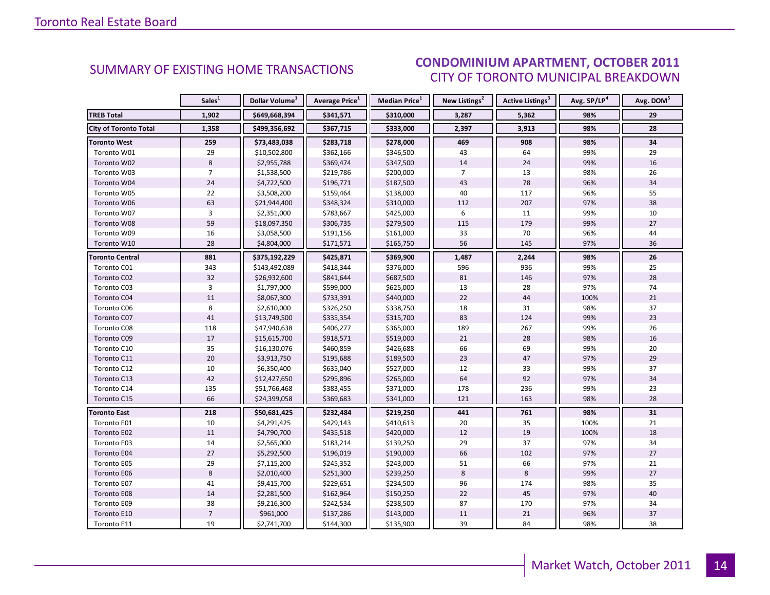SUMMARY OF EXISTING HOME TRANSACTIONS

## CONDOMINIUM APARTMENT, OCTOBER 2011
### CITY OF TORONTO MUNICIPAL BREAKDOWN

| | Sales[1] | Dollar Volume[1] | Average Price[1] | Median Price[1] | New Listings[2] | Active Listings[3] | Avg. SP/LP[4] | Avg. DOM[5] |
|---|---|---|---|---|---|---|---|---|
| **TREB Total** | **1,902** | **$649,668,394** | **$341,571** | **$310,000** | **3,287** | **5,362** | **98%** | **29** |
| **City of Toronto Total** | **1,358** | **$499,356,692** | **$367,715** | **$333,000** | **2,397** | **3,913** | **98%** | **28** |
| **Toronto West** | **259** | **$73,483,038** | **$283,718** | **$278,000** | **469** | **908** | **98%** | **34** |
| Toronto W01 | 29 | $10,502,800 | $362,166 | $346,500 | 43 | 64 | 99% | 29 |
| Toronto W02 | 8 | $2,955,788 | $369,474 | $347,500 | 14 | 24 | 99% | 16 |
| Toronto W03 | 7 | $1,538,500 | $219,786 | $200,000 | 7 | 13 | 98% | 26 |
| Toronto W04 | 24 | $4,722,500 | $196,771 | $187,500 | 43 | 78 | 96% | 34 |
| Toronto W05 | 22 | $3,508,200 | $159,464 | $138,000 | 40 | 117 | 96% | 55 |
| Toronto W06 | 63 | $21,944,400 | $348,324 | $310,000 | 112 | 207 | 97% | 38 |
| Toronto W07 | 3 | $2,351,000 | $783,667 | $425,000 | 6 | 11 | 99% | 10 |
| Toronto W08 | 59 | $18,097,350 | $306,735 | $279,500 | 115 | 179 | 99% | 27 |
| Toronto W09 | 16 | $3,058,500 | $191,156 | $161,000 | 33 | 70 | 96% | 44 |
| Toronto W10 | 28 | $4,804,000 | $171,571 | $165,750 | 56 | 145 | 97% | 36 |
| **Toronto Central** | **881** | **$375,192,229** | **$425,871** | **$369,900** | **1,487** | **2,244** | **98%** | **26** |
| Toronto C01 | 343 | $143,492,089 | $418,344 | $376,000 | 596 | 936 | 99% | 25 |
| Toronto C02 | 32 | $26,932,600 | $841,644 | $687,500 | 81 | 146 | 97% | 28 |
| Toronto C03 | 3 | $1,797,000 | $599,000 | $625,000 | 13 | 28 | 97% | 74 |
| Toronto C04 | 11 | $8,067,300 | $733,391 | $440,000 | 22 | 44 | 100% | 21 |
| Toronto C06 | 8 | $2,610,000 | $326,250 | $338,750 | 18 | 31 | 98% | 37 |
| Toronto C07 | 41 | $13,749,500 | $335,354 | $315,700 | 83 | 124 | 99% | 23 |
| Toronto C08 | 118 | $47,940,638 | $406,277 | $365,000 | 189 | 267 | 99% | 26 |
| Toronto C09 | 17 | $15,615,700 | $918,571 | $519,000 | 21 | 28 | 98% | 16 |
| Toronto C10 | 35 | $16,130,076 | $460,859 | $426,688 | 66 | 69 | 99% | 20 |
| Toronto C11 | 20 | $3,913,750 | $195,688 | $189,500 | 23 | 47 | 97% | 29 |
| Toronto C12 | 10 | $6,350,400 | $635,040 | $527,000 | 12 | 33 | 99% | 37 |
| Toronto C13 | 42 | $12,427,650 | $295,896 | $265,000 | 64 | 92 | 97% | 34 |
| Toronto C14 | 135 | $51,766,468 | $383,455 | $371,000 | 178 | 236 | 99% | 23 |
| Toronto C15 | 66 | $24,399,058 | $369,683 | $341,000 | 121 | 163 | 98% | 28 |
| **Toronto East** | **218** | **$50,681,425** | **$232,484** | **$219,250** | **441** | **761** | **98%** | **31** |
| Toronto E01 | 10 | $4,291,425 | $429,143 | $410,613 | 20 | 35 | 100% | 21 |
| Toronto E02 | 11 | $4,790,700 | $435,518 | $420,000 | 12 | 19 | 100% | 18 |
| Toronto E03 | 14 | $2,565,000 | $183,214 | $139,250 | 29 | 37 | 97% | 34 |
| Toronto E04 | 27 | $5,292,500 | $196,019 | $190,000 | 66 | 102 | 97% | 27 |
| Toronto E05 | 29 | $7,115,200 | $245,352 | $243,000 | 51 | 66 | 97% | 21 |
| Toronto E06 | 8 | $2,010,400 | $251,300 | $239,250 | 8 | 8 | 99% | 27 |
| Toronto E07 | 41 | $9,415,700 | $229,651 | $234,500 | 96 | 174 | 98% | 35 |
| Toronto E08 | 14 | $2,281,500 | $162,964 | $150,250 | 22 | 45 | 97% | 40 |
| Toronto E09 | 38 | $9,216,300 | $242,534 | $238,500 | 87 | 170 | 97% | 34 |
| Toronto E10 | 7 | $961,000 | $137,286 | $143,000 | 11 | 21 | 96% | 37 |
| Toronto E11 | 19 | $2,741,700 | $144,300 | $135,900 | 39 | 84 | 98% | 38 |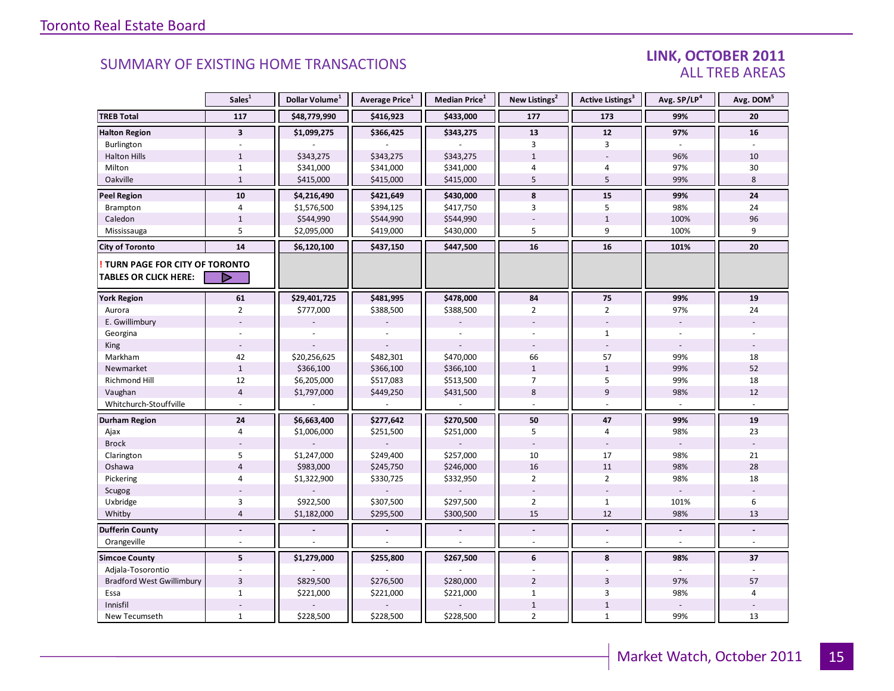## SUMMARY OF EXISTING HOME TRANSACTIONS

## LINK, OCTOBER 2011
## ALL TREB AREAS

| | Sales[1] | Dollar Volume[1] | Average Price[1] | Median Price[1] | New Listings[2] | Active Listings[3] | Avg. SP/LP[4] | Avg. DOM[5] |
|---|---|---|---|---|---|---|---|---|
| **TREB Total** | **117** | **$48,779,990** | **$416,923** | **$433,000** | **177** | **173** | **99%** | **20** |
| **Halton Region** | **3** | **$1,099,275** | **$366,425** | **$343,275** | **13** | **12** | **97%** | **16** |
| Burlington | - | - | - | - | 3 | 3 | - | - |
| Halton Hills | 1 | $343,275 | $343,275 | $343,275 | 1 | - | 96% | 10 |
| Milton | 1 | $341,000 | $341,000 | $341,000 | 4 | 4 | 97% | 30 |
| Oakville | 1 | $415,000 | $415,000 | $415,000 | 5 | 5 | 99% | 8 |
| **Peel Region** | **10** | **$4,216,490** | **$421,649** | **$430,000** | **8** | **15** | **99%** | **24** |
| Brampton | 4 | $1,576,500 | $394,125 | $417,750 | 3 | 5 | 98% | 24 |
| Caledon | 1 | $544,990 | $544,990 | $544,990 | - | 1 | 100% | 96 |
| Mississauga | 5 | $2,095,000 | $419,000 | $430,000 | 5 | 9 | 100% | 9 |
| **City of Toronto** | **14** | **$6,120,100** | **$437,150** | **$447,500** | **16** | **16** | **101%** | **20** |
| **! TURN PAGE FOR CITY OF TORONTO TABLES OR CLICK HERE:** | | | | | | | | |
| **York Region** | **61** | **$29,401,725** | **$481,995** | **$478,000** | **84** | **75** | **99%** | **19** |
| Aurora | 2 | $777,000 | $388,500 | $388,500 | 2 | 2 | 97% | 24 |
| E. Gwillimbury | - | - | - | - | - | - | - | - |
| Georgina | - | - | - | - | - | 1 | - | - |
| King | - | - | - | - | - | - | - | - |
| Markham | 42 | $20,256,625 | $482,301 | $470,000 | 66 | 57 | 99% | 18 |
| Newmarket | 1 | $366,100 | $366,100 | $366,100 | 1 | 1 | 99% | 52 |
| Richmond Hill | 12 | $6,205,000 | $517,083 | $513,500 | 7 | 5 | 99% | 18 |
| Vaughan | 4 | $1,797,000 | $449,250 | $431,500 | 8 | 9 | 98% | 12 |
| Whitchurch-Stouffville | - | - | - | - | - | - | - | - |
| **Durham Region** | **24** | **$6,663,400** | **$277,642** | **$270,500** | **50** | **47** | **99%** | **19** |
| Ajax | 4 | $1,006,000 | $251,500 | $251,000 | 5 | 4 | 98% | 23 |
| Brock | - | - | - | - | - | - | - | - |
| Clarington | 5 | $1,247,000 | $249,400 | $257,000 | 10 | 17 | 98% | 21 |
| Oshawa | 4 | $983,000 | $245,750 | $246,000 | 16 | 11 | 98% | 28 |
| Pickering | 4 | $1,322,900 | $330,725 | $332,950 | 2 | 2 | 98% | 18 |
| Scugog | - | - | - | - | - | - | - | - |
| Uxbridge | 3 | $922,500 | $307,500 | $297,500 | 2 | 1 | 101% | 6 |
| Whitby | 4 | $1,182,000 | $295,500 | $300,500 | 15 | 12 | 98% | 13 |
| **Dufferin County** | **-** | **-** | **-** | **-** | **-** | **-** | **-** | **-** |
| Orangeville | - | - | - | - | - | - | - | - |
| **Simcoe County** | **5** | **$1,279,000** | **$255,800** | **$267,500** | **6** | **8** | **98%** | **37** |
| Adjala-Tosorontio | - | - | - | - | - | - | - | - |
| Bradford West Gwillimbury | 3 | $829,500 | $276,500 | $280,000 | 2 | 3 | 97% | 57 |
| Essa | 1 | $221,000 | $221,000 | $221,000 | 1 | 3 | 98% | 4 |
| Innisfil | - | - | - | - | 1 | 1 | - | - |
| New Tecumseth | 1 | $228,500 | $228,500 | $228,500 | 2 | 1 | 99% | 13 |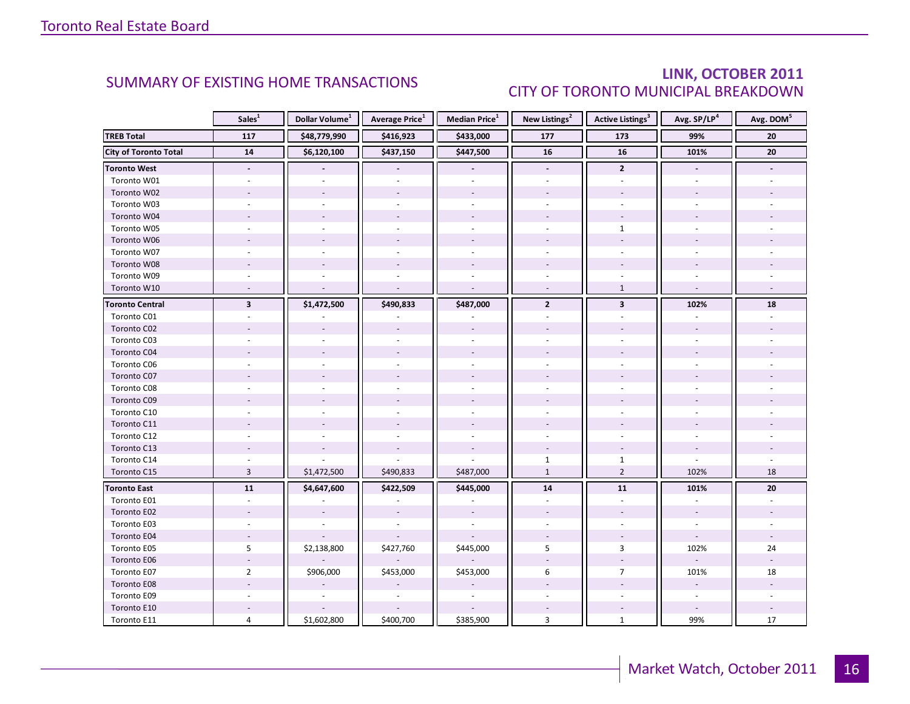## SUMMARY OF EXISTING HOME TRANSACTIONS

## LINK, OCTOBER 2011
### CITY OF TORONTO MUNICIPAL BREAKDOWN

| | Sales[1] | Dollar Volume[1] | Average Price[1] | Median Price[1] | New Listings[2] | Active Listings[3] | Avg. SP/LP[4] | Avg. DOM[5] |
|---|---|---|---|---|---|---|---|---|
| **TREB Total** | **117** | **$48,779,990** | **$416,923** | **$433,000** | **177** | **173** | **99%** | **20** |
| **City of Toronto Total** | **14** | **$6,120,100** | **$437,150** | **$447,500** | **16** | **16** | **101%** | **20** |
| **Toronto West** | **-** | **-** | **-** | **-** | **-** | **2** | **-** | **-** |
| Toronto W01 | - | - | - | - | - | - | - | - |
| Toronto W02 | - | - | - | - | - | - | - | - |
| Toronto W03 | - | - | - | - | - | - | - | - |
| Toronto W04 | - | - | - | - | - | - | - | - |
| Toronto W05 | - | - | - | - | - | 1 | - | - |
| Toronto W06 | - | - | - | - | - | - | - | - |
| Toronto W07 | - | - | - | - | - | - | - | - |
| Toronto W08 | - | - | - | - | - | - | - | - |
| Toronto W09 | - | - | - | - | - | - | - | - |
| Toronto W10 | - | - | - | - | - | 1 | - | - |
| **Toronto Central** | **3** | **$1,472,500** | **$490,833** | **$487,000** | **2** | **3** | **102%** | **18** |
| Toronto C01 | - | - | - | - | - | - | - | - |
| Toronto C02 | - | - | - | - | - | - | - | - |
| Toronto C03 | - | - | - | - | - | - | - | - |
| Toronto C04 | - | - | - | - | - | - | - | - |
| Toronto C06 | - | - | - | - | - | - | - | - |
| Toronto C07 | - | - | - | - | - | - | - | - |
| Toronto C08 | - | - | - | - | - | - | - | - |
| Toronto C09 | - | - | - | - | - | - | - | - |
| Toronto C10 | - | - | - | - | - | - | - | - |
| Toronto C11 | - | - | - | - | - | - | - | - |
| Toronto C12 | - | - | - | - | - | - | - | - |
| Toronto C13 | - | - | - | - | - | - | - | - |
| Toronto C14 | - | - | - | - | 1 | 1 | - | - |
| Toronto C15 | 3 | $1,472,500 | $490,833 | $487,000 | 1 | 2 | 102% | 18 |
| **Toronto East** | **11** | **$4,647,600** | **$422,509** | **$445,000** | **14** | **11** | **101%** | **20** |
| Toronto E01 | - | - | - | - | - | - | - | - |
| Toronto E02 | - | - | - | - | - | - | - | - |
| Toronto E03 | - | - | - | - | - | - | - | - |
| Toronto E04 | - | - | - | - | - | - | - | - |
| Toronto E05 | 5 | $2,138,800 | $427,760 | $445,000 | 5 | 3 | 102% | 24 |
| Toronto E06 | - | - | - | - | - | - | - | - |
| Toronto E07 | 2 | $906,000 | $453,000 | $453,000 | 6 | 7 | 101% | 18 |
| Toronto E08 | - | - | - | - | - | - | - | - |
| Toronto E09 | - | - | - | - | - | - | - | - |
| Toronto E10 | - | - | - | - | - | - | - | - |
| Toronto E11 | 4 | $1,602,800 | $400,700 | $385,900 | 3 | 1 | 99% | 17 |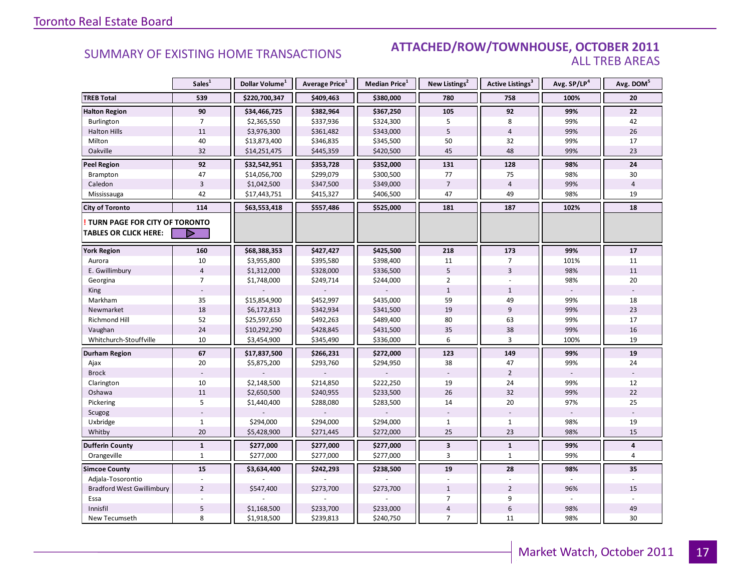## SUMMARY OF EXISTING HOME TRANSACTIONS

## ATTACHED/ROW/TOWNHOUSE, OCTOBER 2011
### ALL TREB AREAS

| | Sales[1] | Dollar Volume[1] | Average Price[1] | Median Price[1] | New Listings[2] | Active Listings[3] | Avg. SP/LP[4] | Avg. DOM[5] |
|---|---|---|---|---|---|---|---|---|
| **TREB Total** | **539** | **$220,700,347** | **$409,463** | **$380,000** | **780** | **758** | **100%** | **20** |
| **Halton Region** | **90** | **$34,466,725** | **$382,964** | **$367,250** | **105** | **92** | **99%** | **22** |
| Burlington | 7 | $2,365,550 | $337,936 | $324,300 | 5 | 8 | 99% | 42 |
| Halton Hills | 11 | $3,976,300 | $361,482 | $343,000 | 5 | 4 | 99% | 26 |
| Milton | 40 | $13,873,400 | $346,835 | $345,500 | 50 | 32 | 99% | 17 |
| Oakville | 32 | $14,251,475 | $445,359 | $420,500 | 45 | 48 | 99% | 23 |
| **Peel Region** | **92** | **$32,542,951** | **$353,728** | **$352,000** | **131** | **128** | **98%** | **24** |
| Brampton | 47 | $14,056,700 | $299,079 | $300,500 | 77 | 75 | 98% | 30 |
| Caledon | 3 | $1,042,500 | $347,500 | $349,000 | 7 | 4 | 99% | 4 |
| Mississauga | 42 | $17,443,751 | $415,327 | $406,500 | 47 | 49 | 98% | 19 |
| **City of Toronto** | **114** | **$63,553,418** | **$557,486** | **$525,000** | **181** | **187** | **102%** | **18** |
| **! TURN PAGE FOR CITY OF TORONTO TABLES OR CLICK HERE:** | | | | | | | | |
| **York Region** | **160** | **$68,388,353** | **$427,427** | **$425,500** | **218** | **173** | **99%** | **17** |
| Aurora | 10 | $3,955,800 | $395,580 | $398,400 | 11 | 7 | 101% | 11 |
| E. Gwillimbury | 4 | $1,312,000 | $328,000 | $336,500 | 5 | 3 | 98% | 11 |
| Georgina | 7 | $1,748,000 | $249,714 | $244,000 | 2 | - | 98% | 20 |
| King | - | - | - | - | 1 | 1 | - | - |
| Markham | 35 | $15,854,900 | $452,997 | $435,000 | 59 | 49 | 99% | 18 |
| Newmarket | 18 | $6,172,813 | $342,934 | $341,500 | 19 | 9 | 99% | 23 |
| Richmond Hill | 52 | $25,597,650 | $492,263 | $489,400 | 80 | 63 | 99% | 17 |
| Vaughan | 24 | $10,292,290 | $428,845 | $431,500 | 35 | 38 | 99% | 16 |
| Whitchurch-Stouffville | 10 | $3,454,900 | $345,490 | $336,000 | 6 | 3 | 100% | 19 |
| **Durham Region** | **67** | **$17,837,500** | **$266,231** | **$272,000** | **123** | **149** | **99%** | **19** |
| Ajax | 20 | $5,875,200 | $293,760 | $294,950 | 38 | 47 | 99% | 24 |
| Brock | - | - | - | - | - | 2 | - | - |
| Clarington | 10 | $2,148,500 | $214,850 | $222,250 | 19 | 24 | 99% | 12 |
| Oshawa | 11 | $2,650,500 | $240,955 | $233,500 | 26 | 32 | 99% | 22 |
| Pickering | 5 | $1,440,400 | $288,080 | $283,500 | 14 | 20 | 97% | 25 |
| Scugog | - | - | - | - | - | - | - | - |
| Uxbridge | 1 | $294,000 | $294,000 | $294,000 | 1 | 1 | 98% | 19 |
| Whitby | 20 | $5,428,900 | $271,445 | $272,000 | 25 | 23 | 98% | 15 |
| **Dufferin County** | **1** | **$277,000** | **$277,000** | **$277,000** | **3** | **1** | **99%** | **4** |
| Orangeville | 1 | $277,000 | $277,000 | $277,000 | 3 | 1 | 99% | 4 |
| **Simcoe County** | **15** | **$3,634,400** | **$242,293** | **$238,500** | **19** | **28** | **98%** | **35** |
| Adjala-Tosorontio | - | - | - | - | - | - | - | - |
| Bradford West Gwillimbury | 2 | $547,400 | $273,700 | $273,700 | 1 | 2 | 96% | 15 |
| Essa | - | - | - | - | 7 | 9 | - | - |
| Innisfil | 5 | $1,168,500 | $233,700 | $233,000 | 4 | 6 | 98% | 49 |
| New Tecumseth | 8 | $1,918,500 | $239,813 | $240,750 | 7 | 11 | 98% | 30 |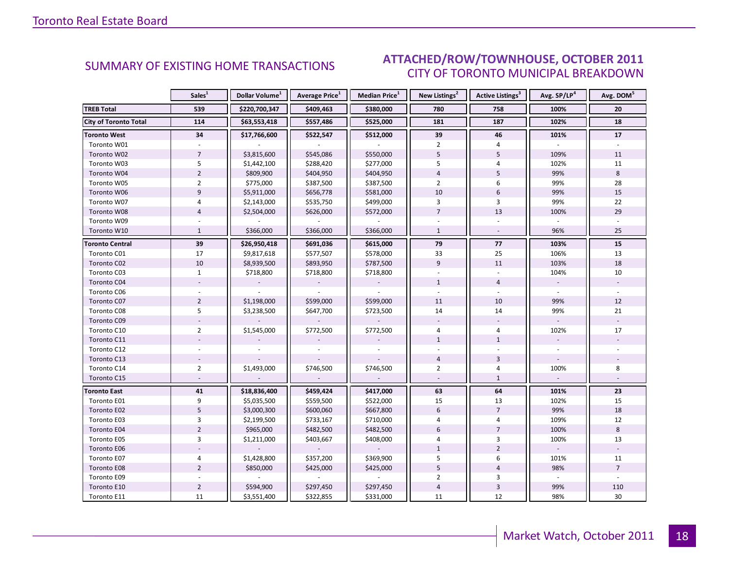## SUMMARY OF EXISTING HOME TRANSACTIONS

## ATTACHED/ROW/TOWNHOUSE, OCTOBER 2011
### CITY OF TORONTO MUNICIPAL BREAKDOWN

| | Sales[1] | Dollar Volume[1] | Average Price[1] | Median Price[1] | New Listings[2] | Active Listings[3] | Avg. SP/LP[4] | Avg. DOM[5] |
|---|---|---|---|---|---|---|---|---|
| **TREB Total** | 539 | $220,700,347 | $409,463 | $380,000 | 780 | 758 | 100% | 20 |
| **City of Toronto Total** | 114 | $63,553,418 | $557,486 | $525,000 | 181 | 187 | 102% | 18 |
| **Toronto West** | 34 | $17,766,600 | $522,547 | $512,000 | 39 | 46 | 101% | 17 |
| Toronto W01 | - | - | - | - | 2 | 4 | - | - |
| Toronto W02 | 7 | $3,815,600 | $545,086 | $550,000 | 5 | 5 | 109% | 11 |
| Toronto W03 | 5 | $1,442,100 | $288,420 | $277,000 | 5 | 4 | 102% | 11 |
| Toronto W04 | 2 | $809,900 | $404,950 | $404,950 | 4 | 5 | 99% | 8 |
| Toronto W05 | 2 | $775,000 | $387,500 | $387,500 | 2 | 6 | 99% | 28 |
| Toronto W06 | 9 | $5,911,000 | $656,778 | $581,000 | 10 | 6 | 99% | 15 |
| Toronto W07 | 4 | $2,143,000 | $535,750 | $499,000 | 3 | 3 | 99% | 22 |
| Toronto W08 | 4 | $2,504,000 | $626,000 | $572,000 | 7 | 13 | 100% | 29 |
| Toronto W09 | - | - | - | - | - | - | - | - |
| Toronto W10 | 1 | $366,000 | $366,000 | $366,000 | 1 | - | 96% | 25 |
| **Toronto Central** | 39 | $26,950,418 | $691,036 | $615,000 | 79 | 77 | 103% | 15 |
| Toronto C01 | 17 | $9,817,618 | $577,507 | $578,000 | 33 | 25 | 106% | 13 |
| Toronto C02 | 10 | $8,939,500 | $893,950 | $787,500 | 9 | 11 | 103% | 18 |
| Toronto C03 | 1 | $718,800 | $718,800 | $718,800 | - | - | 104% | 10 |
| Toronto C04 | - | - | - | - | 1 | 4 | - | - |
| Toronto C06 | - | - | - | - | - | - | - | - |
| Toronto C07 | 2 | $1,198,000 | $599,000 | $599,000 | 11 | 10 | 99% | 12 |
| Toronto C08 | 5 | $3,238,500 | $647,700 | $723,500 | 14 | 14 | 99% | 21 |
| Toronto C09 | - | - | - | - | - | - | - | - |
| Toronto C10 | 2 | $1,545,000 | $772,500 | $772,500 | 4 | 4 | 102% | 17 |
| Toronto C11 | - | - | - | - | 1 | 1 | - | - |
| Toronto C12 | - | - | - | - | - | - | - | - |
| Toronto C13 | - | - | - | - | 4 | 3 | - | - |
| Toronto C14 | 2 | $1,493,000 | $746,500 | $746,500 | 2 | 4 | 100% | 8 |
| Toronto C15 | - | - | - | - | - | 1 | - | - |
| **Toronto East** | 41 | $18,836,400 | $459,424 | $417,000 | 63 | 64 | 101% | 23 |
| Toronto E01 | 9 | $5,035,500 | $559,500 | $522,000 | 15 | 13 | 102% | 15 |
| Toronto E02 | 5 | $3,000,300 | $600,060 | $667,800 | 6 | 7 | 99% | 18 |
| Toronto E03 | 3 | $2,199,500 | $733,167 | $710,000 | 4 | 4 | 109% | 12 |
| Toronto E04 | 2 | $965,000 | $482,500 | $482,500 | 6 | 7 | 100% | 8 |
| Toronto E05 | 3 | $1,211,000 | $403,667 | $408,000 | 4 | 3 | 100% | 13 |
| Toronto E06 | - | - | - | - | 1 | 2 | - | - |
| Toronto E07 | 4 | $1,428,800 | $357,200 | $369,900 | 5 | 6 | 101% | 11 |
| Toronto E08 | 2 | $850,000 | $425,000 | $425,000 | 5 | 4 | 98% | 7 |
| Toronto E09 | - | - | - | - | 2 | 3 | - | - |
| Toronto E10 | 2 | $594,900 | $297,450 | $297,450 | 4 | 3 | 99% | 110 |
| Toronto E11 | 11 | $3,551,400 | $322,855 | $331,000 | 11 | 12 | 98% | 30 |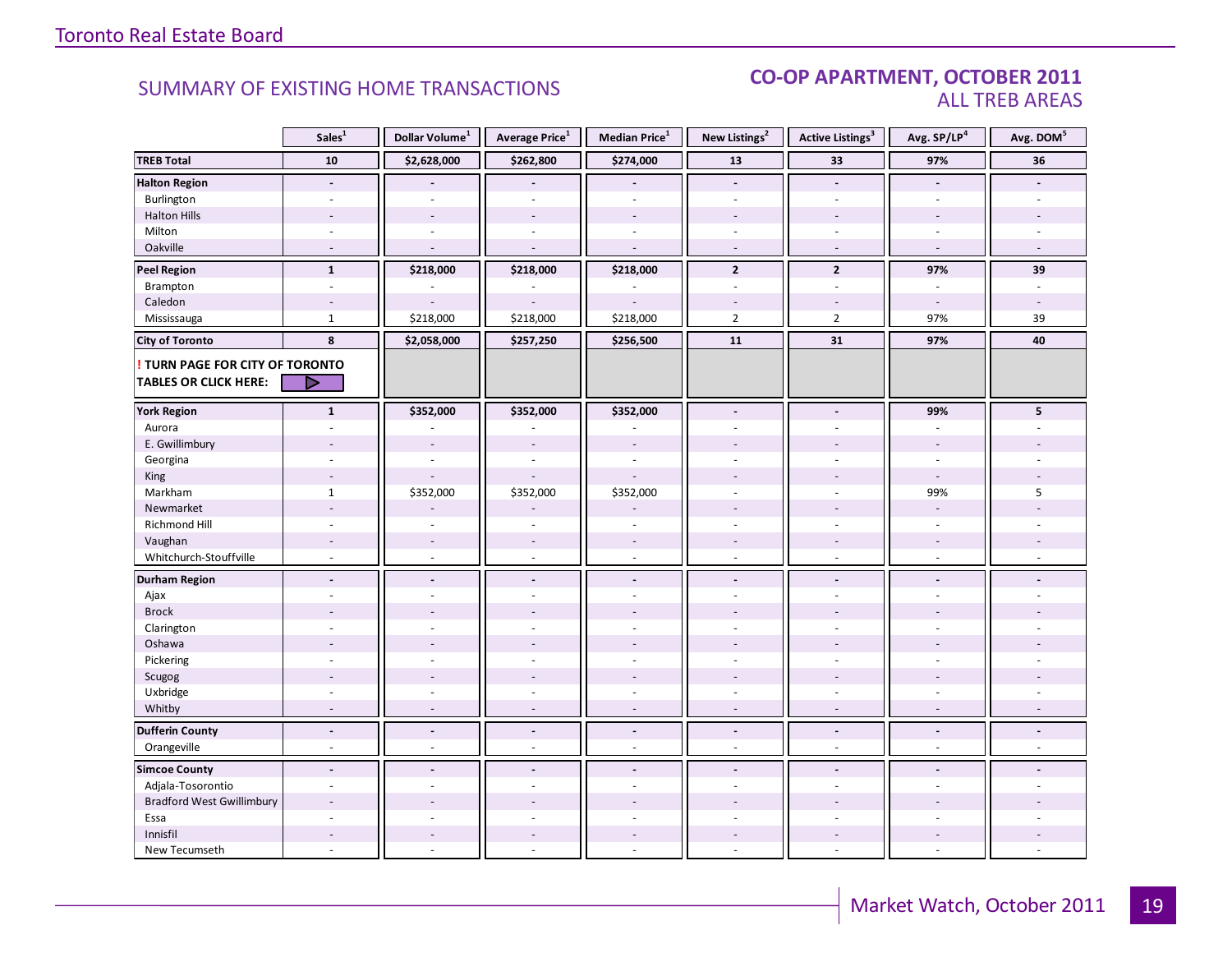Toronto Real Estate Board

## SUMMARY OF EXISTING HOME TRANSACTIONS

## CO-OP APARTMENT, OCTOBER 2011
ALL TREB AREAS

| | Sales[1] | Dollar Volume[1] | Average Price[1] | Median Price[1] | New Listings[2] | Active Listings[3] | Avg. SP/LP[4] | Avg. DOM[5] |
|---|---|---|---|---|---|---|---|---|
| **TREB Total** | **10** | **$2,628,000** | **$262,800** | **$274,000** | **13** | **33** | **97%** | **36** |
| **Halton Region** | **-** | **-** | **-** | **-** | **-** | **-** | **-** | **-** |
| Burlington | - | - | - | - | - | - | - | - |
| Halton Hills | - | - | - | - | - | - | - | - |
| Milton | - | - | - | - | - | - | - | - |
| Oakville | - | - | - | - | - | - | - | - |
| **Peel Region** | **1** | **$218,000** | **$218,000** | **$218,000** | **2** | **2** | **97%** | **39** |
| Brampton | - | - | - | - | - | - | - | - |
| Caledon | - | - | - | - | - | - | - | - |
| Mississauga | 1 | $218,000 | $218,000 | $218,000 | 2 | 2 | 97% | 39 |
| **City of Toronto** | **8** | **$2,058,000** | **$257,250** | **$256,500** | **11** | **31** | **97%** | **40** |
| **! TURN PAGE FOR CITY OF TORONTO TABLES OR CLICK HERE:** | | | | | | | | |
| **York Region** | **1** | **$352,000** | **$352,000** | **$352,000** | **-** | **-** | **99%** | **5** |
| Aurora | - | - | - | - | - | - | - | - |
| E. Gwillimbury | - | - | - | - | - | - | - | - |
| Georgina | - | - | - | - | - | - | - | - |
| King | - | - | - | - | - | - | - | - |
| Markham | 1 | $352,000 | $352,000 | $352,000 | - | - | 99% | 5 |
| Newmarket | - | - | - | - | - | - | - | - |
| Richmond Hill | - | - | - | - | - | - | - | - |
| Vaughan | - | - | - | - | - | - | - | - |
| Whitchurch-Stouffville | - | - | - | - | - | - | - | - |
| **Durham Region** | **-** | **-** | **-** | **-** | **-** | **-** | **-** | **-** |
| Ajax | - | - | - | - | - | - | - | - |
| Brock | - | - | - | - | - | - | - | - |
| Clarington | - | - | - | - | - | - | - | - |
| Oshawa | - | - | - | - | - | - | - | - |
| Pickering | - | - | - | - | - | - | - | - |
| Scugog | - | - | - | - | - | - | - | - |
| Uxbridge | - | - | - | - | - | - | - | - |
| Whitby | - | - | - | - | - | - | - | - |
| **Dufferin County** | **-** | **-** | **-** | **-** | **-** | **-** | **-** | **-** |
| Orangeville | - | - | - | - | - | - | - | - |
| **Simcoe County** | **-** | **-** | **-** | **-** | **-** | **-** | **-** | **-** |
| Adjala-Tosorontio | - | - | - | - | - | - | - | - |
| Bradford West Gwillimbury | - | - | - | - | - | - | - | - |
| Essa | - | - | - | - | - | - | - | - |
| Innisfil | - | - | - | - | - | - | - | - |
| New Tecumseth | - | - | - | - | - | - | - | - |

Market Watch, October 2011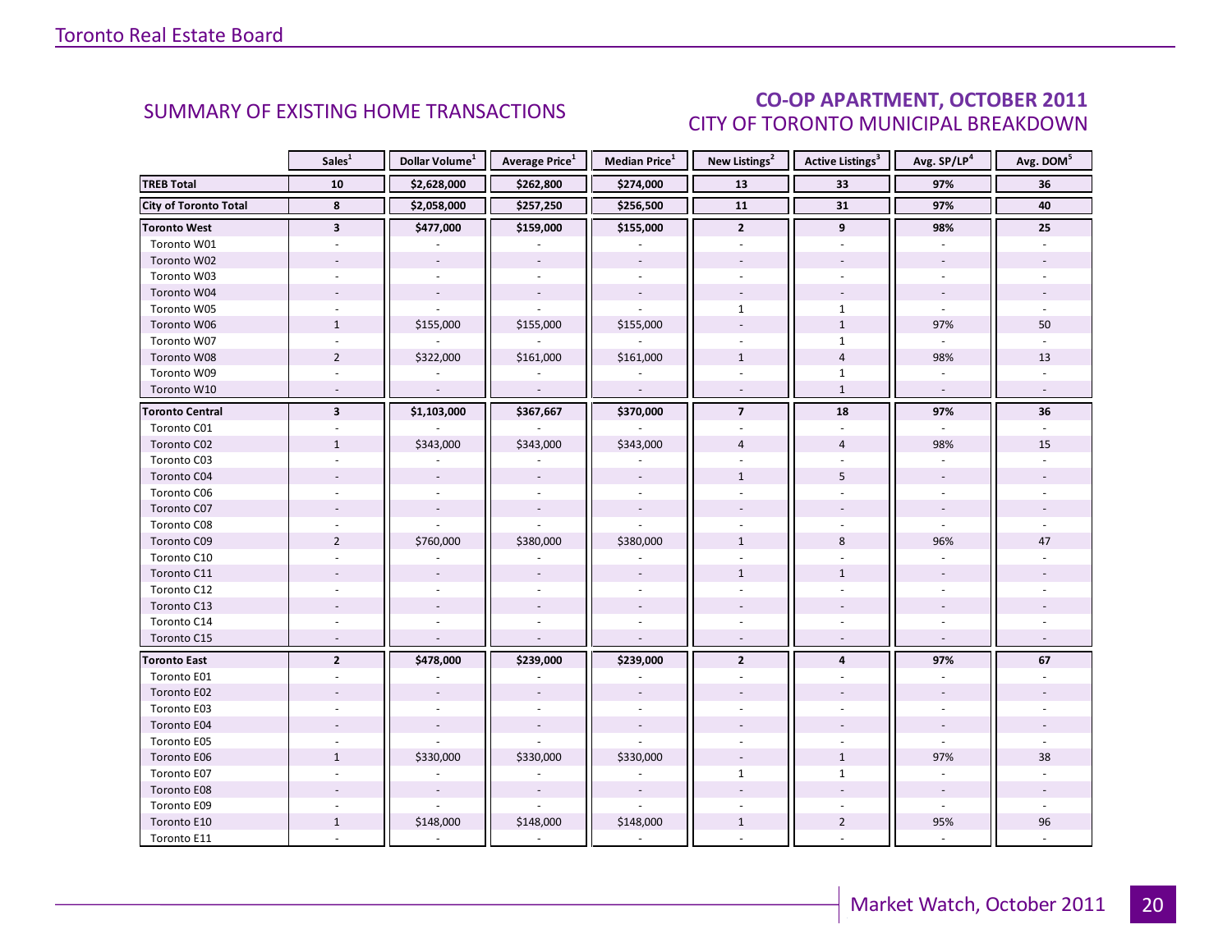## SUMMARY OF EXISTING HOME TRANSACTIONS

## CO-OP APARTMENT, OCTOBER 2011
### CITY OF TORONTO MUNICIPAL BREAKDOWN

| | Sales[1] | Dollar Volume[1] | Average Price[1] | Median Price[1] | New Listings[2] | Active Listings[3] | Avg. SP/LP[4] | Avg. DOM[5] |
|---|---|---|---|---|---|---|---|---|
| **TREB Total** | **10** | **$2,628,000** | **$262,800** | **$274,000** | **13** | **33** | **97%** | **36** |
| **City of Toronto Total** | **8** | **$2,058,000** | **$257,250** | **$256,500** | **11** | **31** | **97%** | **40** |
| **Toronto West** | **3** | **$477,000** | **$159,000** | **$155,000** | **2** | **9** | **98%** | **25** |
| Toronto W01 | - | - | - | - | - | - | - | - |
| Toronto W02 | - | - | - | - | - | - | - | - |
| Toronto W03 | - | - | - | - | - | - | - | - |
| Toronto W04 | - | - | - | - | - | - | - | - |
| Toronto W05 | - | - | - | - | 1 | 1 | - | - |
| Toronto W06 | 1 | $155,000 | $155,000 | $155,000 | - | 1 | 97% | 50 |
| Toronto W07 | - | - | - | - | - | 1 | - | - |
| Toronto W08 | 2 | $322,000 | $161,000 | $161,000 | 1 | 4 | 98% | 13 |
| Toronto W09 | - | - | - | - | - | 1 | - | - |
| Toronto W10 | - | - | - | - | - | 1 | - | - |
| **Toronto Central** | **3** | **$1,103,000** | **$367,667** | **$370,000** | **7** | **18** | **97%** | **36** |
| Toronto C01 | - | - | - | - | - | - | - | - |
| Toronto C02 | 1 | $343,000 | $343,000 | $343,000 | 4 | 4 | 98% | 15 |
| Toronto C03 | - | - | - | - | - | - | - | - |
| Toronto C04 | - | - | - | - | 1 | 5 | - | - |
| Toronto C06 | - | - | - | - | - | - | - | - |
| Toronto C07 | - | - | - | - | - | - | - | - |
| Toronto C08 | - | - | - | - | - | - | - | - |
| Toronto C09 | 2 | $760,000 | $380,000 | $380,000 | 1 | 8 | 96% | 47 |
| Toronto C10 | - | - | - | - | - | - | - | - |
| Toronto C11 | - | - | - | - | 1 | 1 | - | - |
| Toronto C12 | - | - | - | - | - | - | - | - |
| Toronto C13 | - | - | - | - | - | - | - | - |
| Toronto C14 | - | - | - | - | - | - | - | - |
| Toronto C15 | - | - | - | - | - | - | - | - |
| **Toronto East** | **2** | **$478,000** | **$239,000** | **$239,000** | **2** | **4** | **97%** | **67** |
| Toronto E01 | - | - | - | - | - | - | - | - |
| Toronto E02 | - | - | - | - | - | - | - | - |
| Toronto E03 | - | - | - | - | - | - | - | - |
| Toronto E04 | - | - | - | - | - | - | - | - |
| Toronto E05 | - | - | - | - | - | - | - | - |
| Toronto E06 | 1 | $330,000 | $330,000 | $330,000 | - | 1 | 97% | 38 |
| Toronto E07 | - | - | - | - | 1 | 1 | - | - |
| Toronto E08 | - | - | - | - | - | - | - | - |
| Toronto E09 | - | - | - | - | - | - | - | - |
| Toronto E10 | 1 | $148,000 | $148,000 | $148,000 | 1 | 2 | 95% | 96 |
| Toronto E11 | - | - | - | - | - | - | - | - |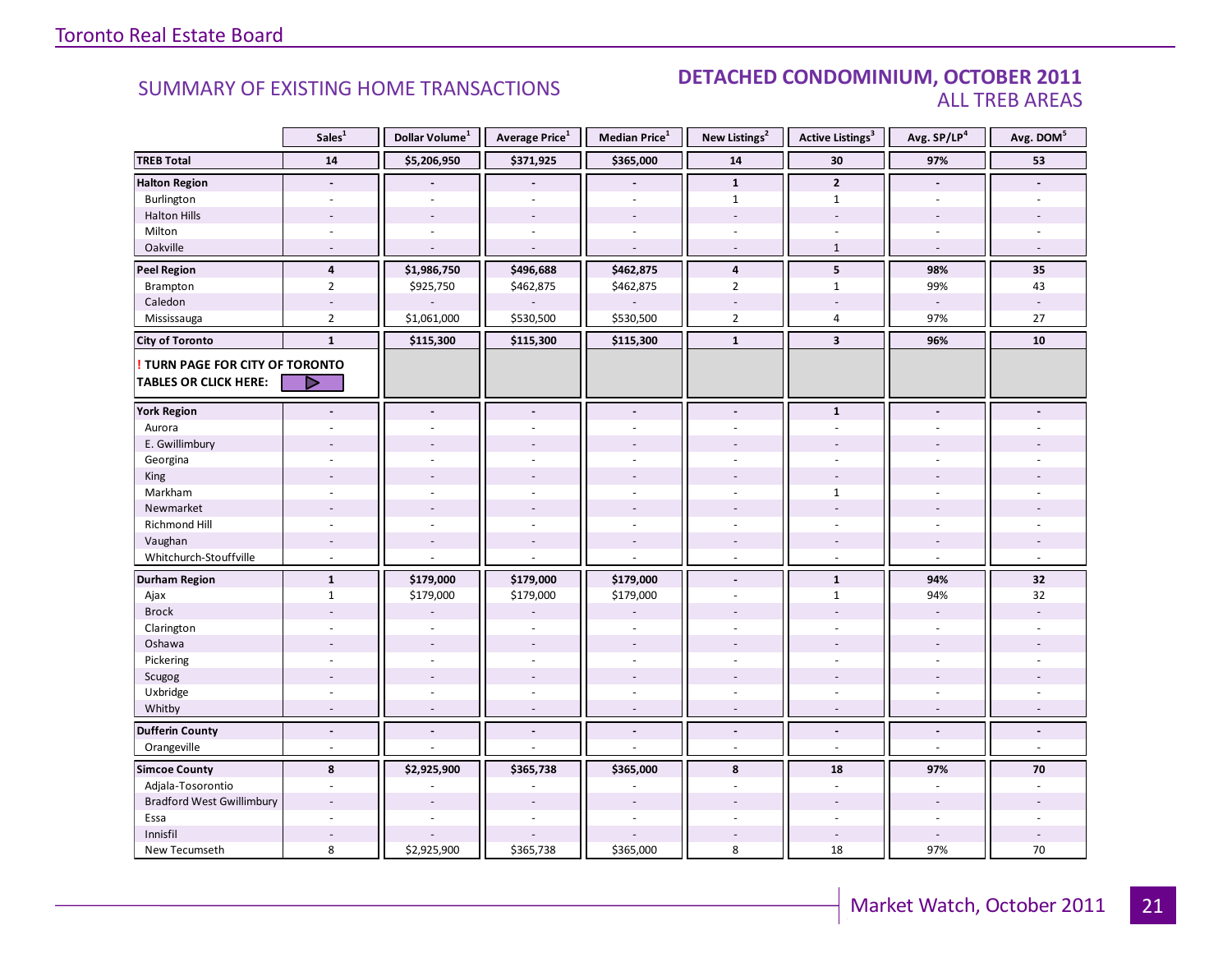Toronto Real Estate Board

## SUMMARY OF EXISTING HOME TRANSACTIONS

## DETACHED CONDOMINIUM, OCTOBER 2011
### ALL TREB AREAS

| | Sales[1] | Dollar Volume[1] | Average Price[1] | Median Price[1] | New Listings[2] | Active Listings[3] | Avg. SP/LP[4] | Avg. DOM[5] |
|---|---|---|---|---|---|---|---|---|
| **TREB Total** | **14** | **$5,206,950** | **$371,925** | **$365,000** | **14** | **30** | **97%** | **53** |
| **Halton Region** | **-** | **-** | **-** | **-** | **1** | **2** | **-** | **-** |
| Burlington | - | - | - | - | 1 | 1 | - | - |
| Halton Hills | - | - | - | - | - | - | - | - |
| Milton | - | - | - | - | - | - | - | - |
| Oakville | - | - | - | - | - | 1 | - | - |
| **Peel Region** | **4** | **$1,986,750** | **$496,688** | **$462,875** | **4** | **5** | **98%** | **35** |
| Brampton | 2 | $925,750 | $462,875 | $462,875 | 2 | 1 | 99% | 43 |
| Caledon | - | - | - | - | - | - | - | - |
| Mississauga | 2 | $1,061,000 | $530,500 | $530,500 | 2 | 4 | 97% | 27 |
| **City of Toronto** | **1** | **$115,300** | **$115,300** | **$115,300** | **1** | **3** | **96%** | **10** |
| **! TURN PAGE FOR CITY OF TORONTO TABLES OR CLICK HERE:** | | | | | | | | |
| **York Region** | **-** | **-** | **-** | **-** | **-** | **1** | **-** | **-** |
| Aurora | - | - | - | - | - | - | - | - |
| E. Gwillimbury | - | - | - | - | - | - | - | - |
| Georgina | - | - | - | - | - | - | - | - |
| King | - | - | - | - | - | - | - | - |
| Markham | - | - | - | - | - | 1 | - | - |
| Newmarket | - | - | - | - | - | - | - | - |
| Richmond Hill | - | - | - | - | - | - | - | - |
| Vaughan | - | - | - | - | - | - | - | - |
| Whitchurch-Stouffville | - | - | - | - | - | - | - | - |
| **Durham Region** | **1** | **$179,000** | **$179,000** | **$179,000** | **-** | **1** | **94%** | **32** |
| Ajax | 1 | $179,000 | $179,000 | $179,000 | - | 1 | 94% | 32 |
| Brock | - | - | - | - | - | - | - | - |
| Clarington | - | - | - | - | - | - | - | - |
| Oshawa | - | - | - | - | - | - | - | - |
| Pickering | - | - | - | - | - | - | - | - |
| Scugog | - | - | - | - | - | - | - | - |
| Uxbridge | - | - | - | - | - | - | - | - |
| Whitby | - | - | - | - | - | - | - | - |
| **Dufferin County** | **-** | **-** | **-** | **-** | **-** | **-** | **-** | **-** |
| Orangeville | - | - | - | - | - | - | - | - |
| **Simcoe County** | **8** | **$2,925,900** | **$365,738** | **$365,000** | **8** | **18** | **97%** | **70** |
| Adjala-Tosorontio | - | - | - | - | - | - | - | - |
| Bradford West Gwillimbury | - | - | - | - | - | - | - | - |
| Essa | - | - | - | - | - | - | - | - |
| Innisfil | - | - | - | - | - | - | - | - |
| New Tecumseth | 8 | $2,925,900 | $365,738 | $365,000 | 8 | 18 | 97% | 70 |

Market Watch, October 2011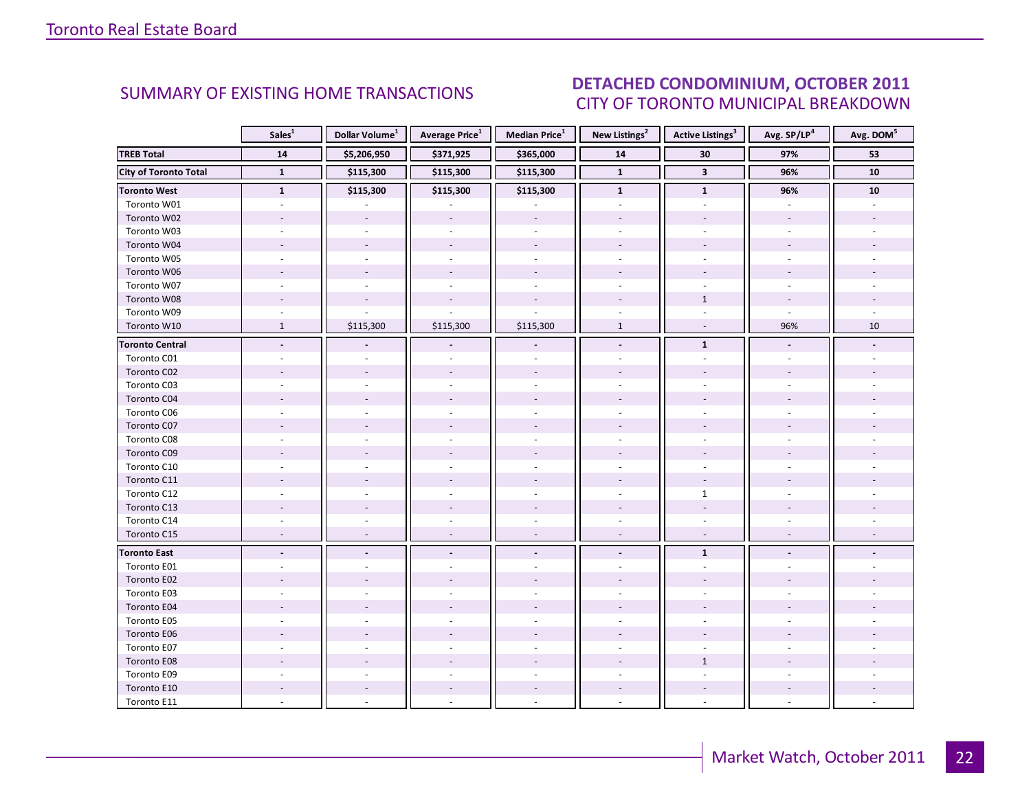## SUMMARY OF EXISTING HOME TRANSACTIONS

## DETACHED CONDOMINIUM, OCTOBER 2011
CITY OF TORONTO MUNICIPAL BREAKDOWN

| | Sales[1] | Dollar Volume[1] | Average Price[1] | Median Price[1] | New Listings[2] | Active Listings[3] | Avg. SP/LP[4] | Avg. DOM[5] |
|---|---|---|---|---|---|---|---|---|
| **TREB Total** | **14** | **$5,206,950** | **$371,925** | **$365,000** | **14** | **30** | **97%** | **53** |
| **City of Toronto Total** | **1** | **$115,300** | **$115,300** | **$115,300** | **1** | **3** | **96%** | **10** |
| **Toronto West** | **1** | **$115,300** | **$115,300** | **$115,300** | **1** | **1** | **96%** | **10** |
| Toronto W01 | - | - | - | - | - | - | - | - |
| Toronto W02 | - | - | - | - | - | - | - | - |
| Toronto W03 | - | - | - | - | - | - | - | - |
| Toronto W04 | - | - | - | - | - | - | - | - |
| Toronto W05 | - | - | - | - | - | - | - | - |
| Toronto W06 | - | - | - | - | - | - | - | - |
| Toronto W07 | - | - | - | - | - | - | - | - |
| Toronto W08 | - | - | - | - | - | 1 | - | - |
| Toronto W09 | - | - | - | - | - | - | - | - |
| Toronto W10 | 1 | $115,300 | $115,300 | $115,300 | 1 | - | 96% | 10 |
| **Toronto Central** | **-** | **-** | **-** | **-** | **-** | **1** | **-** | **-** |
| Toronto C01 | - | - | - | - | - | - | - | - |
| Toronto C02 | - | - | - | - | - | - | - | - |
| Toronto C03 | - | - | - | - | - | - | - | - |
| Toronto C04 | - | - | - | - | - | - | - | - |
| Toronto C06 | - | - | - | - | - | - | - | - |
| Toronto C07 | - | - | - | - | - | - | - | - |
| Toronto C08 | - | - | - | - | - | - | - | - |
| Toronto C09 | - | - | - | - | - | - | - | - |
| Toronto C10 | - | - | - | - | - | - | - | - |
| Toronto C11 | - | - | - | - | - | - | - | - |
| Toronto C12 | - | - | - | - | - | 1 | - | - |
| Toronto C13 | - | - | - | - | - | - | - | - |
| Toronto C14 | - | - | - | - | - | - | - | - |
| Toronto C15 | - | - | - | - | - | - | - | - |
| **Toronto East** | **-** | **-** | **-** | **-** | **-** | **1** | **-** | **-** |
| Toronto E01 | - | - | - | - | - | - | - | - |
| Toronto E02 | - | - | - | - | - | - | - | - |
| Toronto E03 | - | - | - | - | - | - | - | - |
| Toronto E04 | - | - | - | - | - | - | - | - |
| Toronto E05 | - | - | - | - | - | - | - | - |
| Toronto E06 | - | - | - | - | - | - | - | - |
| Toronto E07 | - | - | - | - | - | - | - | - |
| Toronto E08 | - | - | - | - | - | 1 | - | - |
| Toronto E09 | - | - | - | - | - | - | - | - |
| Toronto E10 | - | - | - | - | - | - | - | - |
| Toronto E11 | - | - | - | - | - | - | - | - |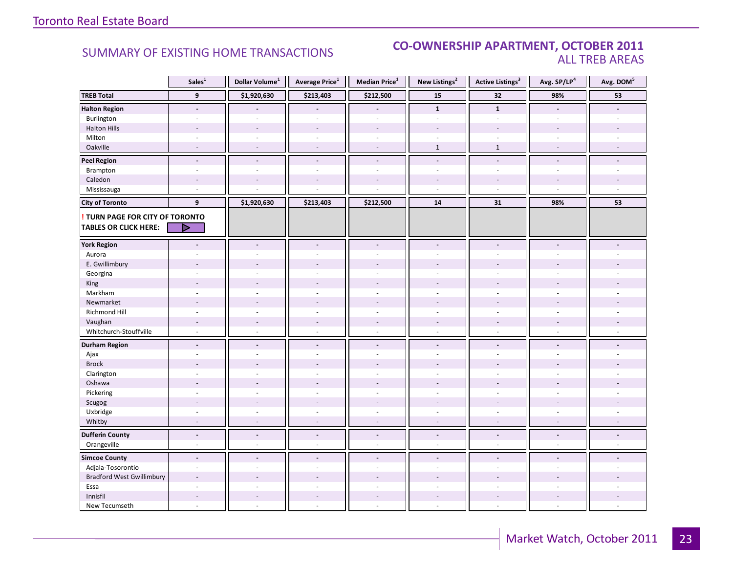## SUMMARY OF EXISTING HOME TRANSACTIONS

## CO-OWNERSHIP APARTMENT, OCTOBER 2011
### ALL TREB AREAS

| | Sales[1] | Dollar Volume[1] | Average Price[1] | Median Price[1] | New Listings[2] | Active Listings[3] | Avg. SP/LP[4] | Avg. DOM[5] |
|---|---|---|---|---|---|---|---|---|
| **TREB Total** | **9** | **$1,920,630** | **$213,403** | **$212,500** | **15** | **32** | **98%** | **53** |
| **Halton Region** | **-** | **-** | **-** | **-** | **1** | **1** | **-** | **-** |
| Burlington | - | - | - | - | - | - | - | - |
| Halton Hills | - | - | - | - | - | - | - | - |
| Milton | - | - | - | - | - | - | - | - |
| Oakville | - | - | - | - | 1 | 1 | - | - |
| **Peel Region** | **-** | **-** | **-** | **-** | **-** | **-** | **-** | **-** |
| Brampton | - | - | - | - | - | - | - | - |
| Caledon | - | - | - | - | - | - | - | - |
| Mississauga | - | - | - | - | - | - | - | - |
| **City of Toronto** | **9** | **$1,920,630** | **$213,403** | **$212,500** | **14** | **31** | **98%** | **53** |
| **! TURN PAGE FOR CITY OF TORONTO TABLES OR CLICK HERE:** | | | | | | | | |
| **York Region** | **-** | **-** | **-** | **-** | **-** | **-** | **-** | **-** |
| Aurora | - | - | - | - | - | - | - | - |
| E. Gwillimbury | - | - | - | - | - | - | - | - |
| Georgina | - | - | - | - | - | - | - | - |
| King | - | - | - | - | - | - | - | - |
| Markham | - | - | - | - | - | - | - | - |
| Newmarket | - | - | - | - | - | - | - | - |
| Richmond Hill | - | - | - | - | - | - | - | - |
| Vaughan | - | - | - | - | - | - | - | - |
| Whitchurch-Stouffville | - | - | - | - | - | - | - | - |
| **Durham Region** | **-** | **-** | **-** | **-** | **-** | **-** | **-** | **-** |
| Ajax | - | - | - | - | - | - | - | - |
| Brock | - | - | - | - | - | - | - | - |
| Clarington | - | - | - | - | - | - | - | - |
| Oshawa | - | - | - | - | - | - | - | - |
| Pickering | - | - | - | - | - | - | - | - |
| Scugog | - | - | - | - | - | - | - | - |
| Uxbridge | - | - | - | - | - | - | - | - |
| Whitby | - | - | - | - | - | - | - | - |
| **Dufferin County** | **-** | **-** | **-** | **-** | **-** | **-** | **-** | **-** |
| Orangeville | - | - | - | - | - | - | - | - |
| **Simcoe County** | **-** | **-** | **-** | **-** | **-** | **-** | **-** | **-** |
| Adjala-Tosorontio | - | - | - | - | - | - | - | - |
| Bradford West Gwillimbury | - | - | - | - | - | - | - | - |
| Essa | - | - | - | - | - | - | - | - |
| Innisfil | - | - | - | - | - | - | - | - |
| New Tecumseth | - | - | - | - | - | - | - | - |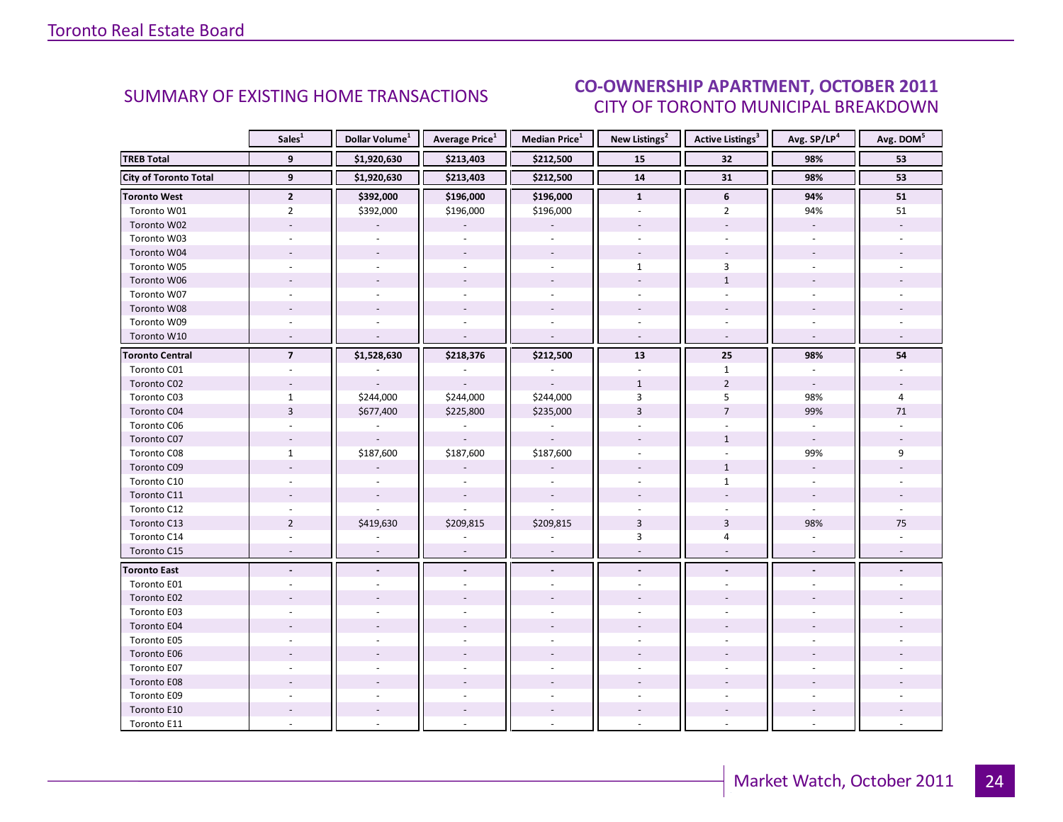## SUMMARY OF EXISTING HOME TRANSACTIONS

## CO-OWNERSHIP APARTMENT, OCTOBER 2011
### CITY OF TORONTO MUNICIPAL BREAKDOWN

| | Sales[1] | Dollar Volume[1] | Average Price[1] | Median Price[1] | New Listings[2] | Active Listings[3] | Avg. SP/LP[4] | Avg. DOM[5] |
|---|---|---|---|---|---|---|---|---|
| **TREB Total** | **9** | **$1,920,630** | **$213,403** | **$212,500** | **15** | **32** | **98%** | **53** |
| **City of Toronto Total** | **9** | **$1,920,630** | **$213,403** | **$212,500** | **14** | **31** | **98%** | **53** |
| **Toronto West** | **2** | **$392,000** | **$196,000** | **$196,000** | **1** | **6** | **94%** | **51** |
| Toronto W01 | 2 | $392,000 | $196,000 | $196,000 | - | 2 | 94% | 51 |
| Toronto W02 | - | - | - | - | - | - | - | - |
| Toronto W03 | - | - | - | - | - | - | - | - |
| Toronto W04 | - | - | - | - | - | - | - | - |
| Toronto W05 | - | - | - | - | 1 | 3 | - | - |
| Toronto W06 | - | - | - | - | - | 1 | - | - |
| Toronto W07 | - | - | - | - | - | - | - | - |
| Toronto W08 | - | - | - | - | - | - | - | - |
| Toronto W09 | - | - | - | - | - | - | - | - |
| Toronto W10 | - | - | - | - | - | - | - | - |
| **Toronto Central** | **7** | **$1,528,630** | **$218,376** | **$212,500** | **13** | **25** | **98%** | **54** |
| Toronto C01 | - | - | - | - | - | 1 | - | - |
| Toronto C02 | - | - | - | - | 1 | 2 | - | - |
| Toronto C03 | 1 | $244,000 | $244,000 | $244,000 | 3 | 5 | 98% | 4 |
| Toronto C04 | 3 | $677,400 | $225,800 | $235,000 | 3 | 7 | 99% | 71 |
| Toronto C06 | - | - | - | - | - | - | - | - |
| Toronto C07 | - | - | - | - | - | 1 | - | - |
| Toronto C08 | 1 | $187,600 | $187,600 | $187,600 | - | - | 99% | 9 |
| Toronto C09 | - | - | - | - | - | 1 | - | - |
| Toronto C10 | - | - | - | - | - | 1 | - | - |
| Toronto C11 | - | - | - | - | - | - | - | - |
| Toronto C12 | - | - | - | - | - | - | - | - |
| Toronto C13 | 2 | $419,630 | $209,815 | $209,815 | 3 | 3 | 98% | 75 |
| Toronto C14 | - | - | - | - | 3 | 4 | - | - |
| Toronto C15 | - | - | - | - | - | - | - | - |
| **Toronto East** | **-** | **-** | **-** | **-** | **-** | **-** | **-** | **-** |
| Toronto E01 | - | - | - | - | - | - | - | - |
| Toronto E02 | - | - | - | - | - | - | - | - |
| Toronto E03 | - | - | - | - | - | - | - | - |
| Toronto E04 | - | - | - | - | - | - | - | - |
| Toronto E05 | - | - | - | - | - | - | - | - |
| Toronto E06 | - | - | - | - | - | - | - | - |
| Toronto E07 | - | - | - | - | - | - | - | - |
| Toronto E08 | - | - | - | - | - | - | - | - |
| Toronto E09 | - | - | - | - | - | - | - | - |
| Toronto E10 | - | - | - | - | - | - | - | - |
| Toronto E11 | - | - | - | - | - | - | - | - |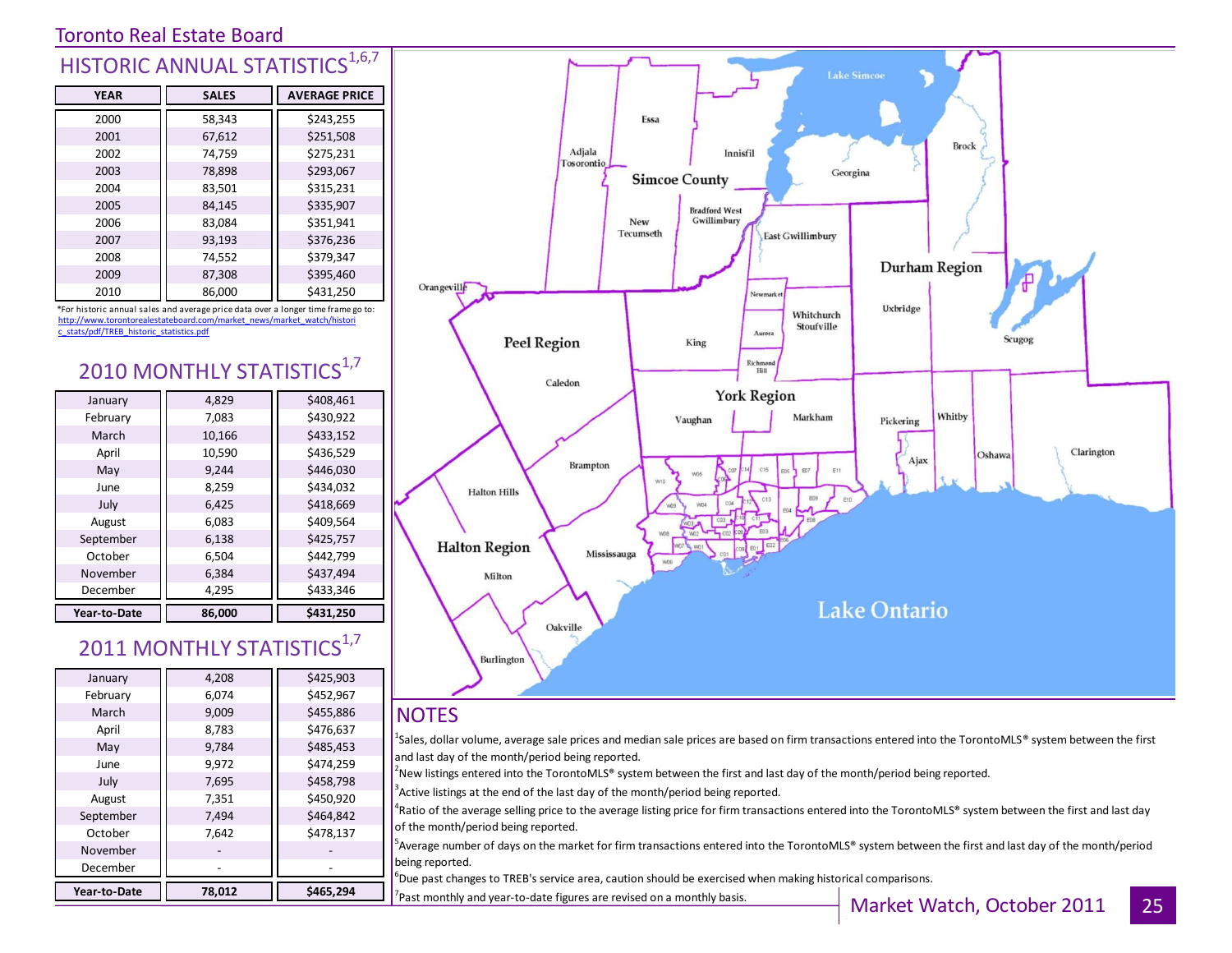Toronto Real Estate Board

## HISTORIC ANNUAL STATISTICS[1,6,7]

| YEAR | SALES | AVERAGE PRICE |
|---|---|---|
| 2000 | 58,343 | $243,255 |
| 2001 | 67,612 | $251,508 |
| 2002 | 74,759 | $275,231 |
| 2003 | 78,898 | $293,067 |
| 2004 | 83,501 | $315,231 |
| 2005 | 84,145 | $335,907 |
| 2006 | 83,084 | $351,941 |
| 2007 | 93,193 | $376,236 |
| 2008 | 74,552 | $379,347 |
| 2009 | 87,308 | $395,460 |
| 2010 | 86,000 | $431,250 |

*For historic annual sales and average price data over a longer time frame go to: http://www.torontorealestateboard.com/market_news/market_watch/historic_stats/pdf/TREB_historic_statistics.pdf

## 2010 MONTHLY STATISTICS[1,7]

| | | |
|---|---|---|
| January | 4,829 | $408,461 |
| February | 7,083 | $430,922 |
| March | 10,166 | $433,152 |
| April | 10,590 | $436,529 |
| May | 9,244 | $446,030 |
| June | 8,259 | $434,032 |
| July | 6,425 | $418,669 |
| August | 6,083 | $409,564 |
| September | 6,138 | $425,757 |
| October | 6,504 | $442,799 |
| November | 6,384 | $437,494 |
| December | 4,295 | $433,346 |
| **Year-to-Date** | **86,000** | **$431,250** |

## 2011 MONTHLY STATISTICS[1,7]

| | | |
|---|---|---|
| January | 4,208 | $425,903 |
| February | 6,074 | $452,967 |
| March | 9,009 | $455,886 |
| April | 8,783 | $476,637 |
| May | 9,784 | $485,453 |
| June | 9,972 | $474,259 |
| July | 7,695 | $458,798 |
| August | 7,351 | $450,920 |
| September | 7,494 | $464,842 |
| October | 7,642 | $478,137 |
| November | - | - |
| December | - | - |
| **Year-to-Date** | **78,012** | **$465,294** |

Lake Simcoe
Essa
Adjala Tosorontio
Innisfil
Brock
Simcoe County
Georgina
Bradford West Gwillimbury
New Tecumseth
East Gwillimbury
Durham Region
Orangeville
Newmarket
Whitchurch Stoufville
Uxbridge
Aurora
Peel Region
King
Scugog
Richmond Hill
Caledon
York Region
Vaughan
Markham
Pickering
Whitby
Ajax
Oshawa
Clarington
Brampton
Halton Hills
Halton Region
Mississauga
Milton
Lake Ontario
Oakville
Burlington

## NOTES

[1]Sales, dollar volume, average sale prices and median sale prices are based on firm transactions entered into the TorontoMLS® system between the first and last day of the month/period being reported.

[2]New listings entered into the TorontoMLS® system between the first and last day of the month/period being reported.

[3]Active listings at the end of the last day of the month/period being reported.

[4]Ratio of the average selling price to the average listing price for firm transactions entered into the TorontoMLS® system between the first and last day of the month/period being reported.

[5]Average number of days on the market for firm transactions entered into the TorontoMLS® system between the first and last day of the month/period being reported.

[6]Due past changes to TREB's service area, caution should be exercised when making historical comparisons.

[7]Past monthly and year-to-date figures are revised on a monthly basis.